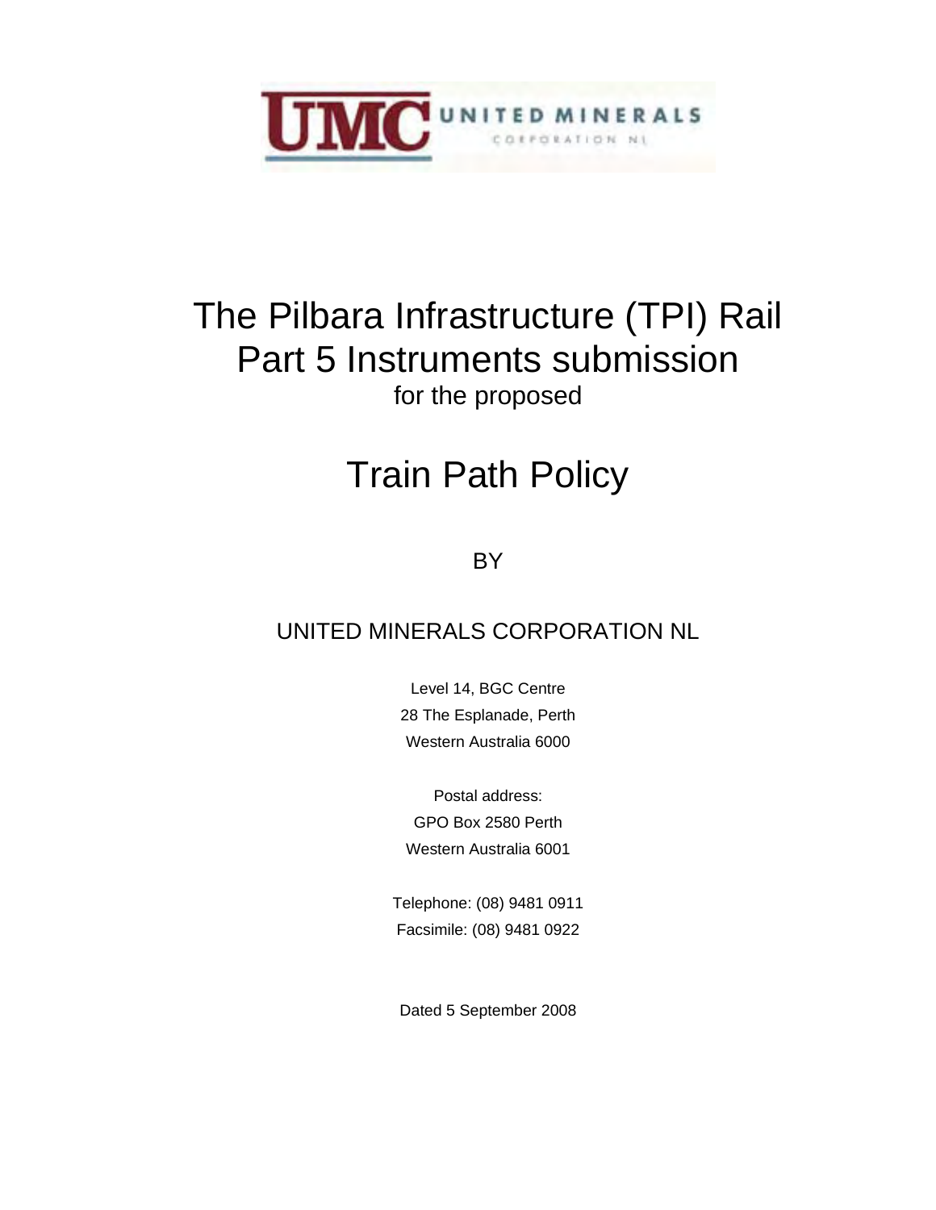UMC UNITED MINERALS CORPORATION NL

# The Pilbara Infrastructure (TPI) Rail Part 5 Instruments submission

for the proposed

# Train Path Policy

BY

## UNITED MINERALS CORPORATION NL

Level 14, BGC Centre
28 The Esplanade, Perth
Western Australia 6000

Postal address:
GPO Box 2580 Perth
Western Australia 6001

Telephone: (08) 9481 0911
Facsimile: (08) 9481 0922

Dated 5 September 2008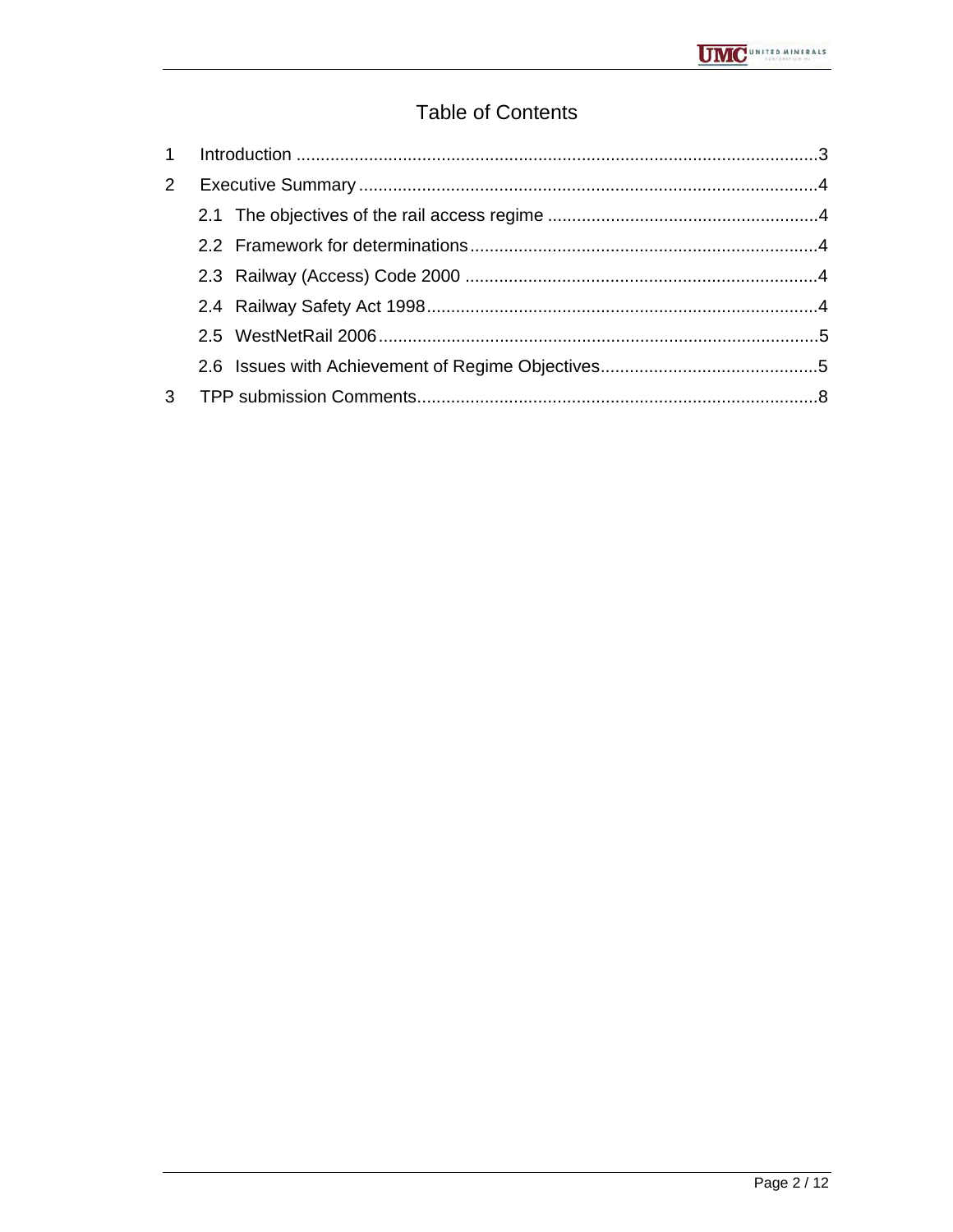# Table of Contents

1 Introduction ........................................................................................................3

2 Executive Summary ...........................................................................................4

  2.1 The objectives of the rail access regime .......................................................4

  2.2 Framework for determinations......................................................................4

  2.3 Railway (Access) Code 2000 ........................................................................4

  2.4 Railway Safety Act 1998................................................................................4

  2.5 WestNetRail 2006..........................................................................................5

  2.6 Issues with Achievement of Regime Objectives............................................5

3 TPP submission Comments.................................................................................8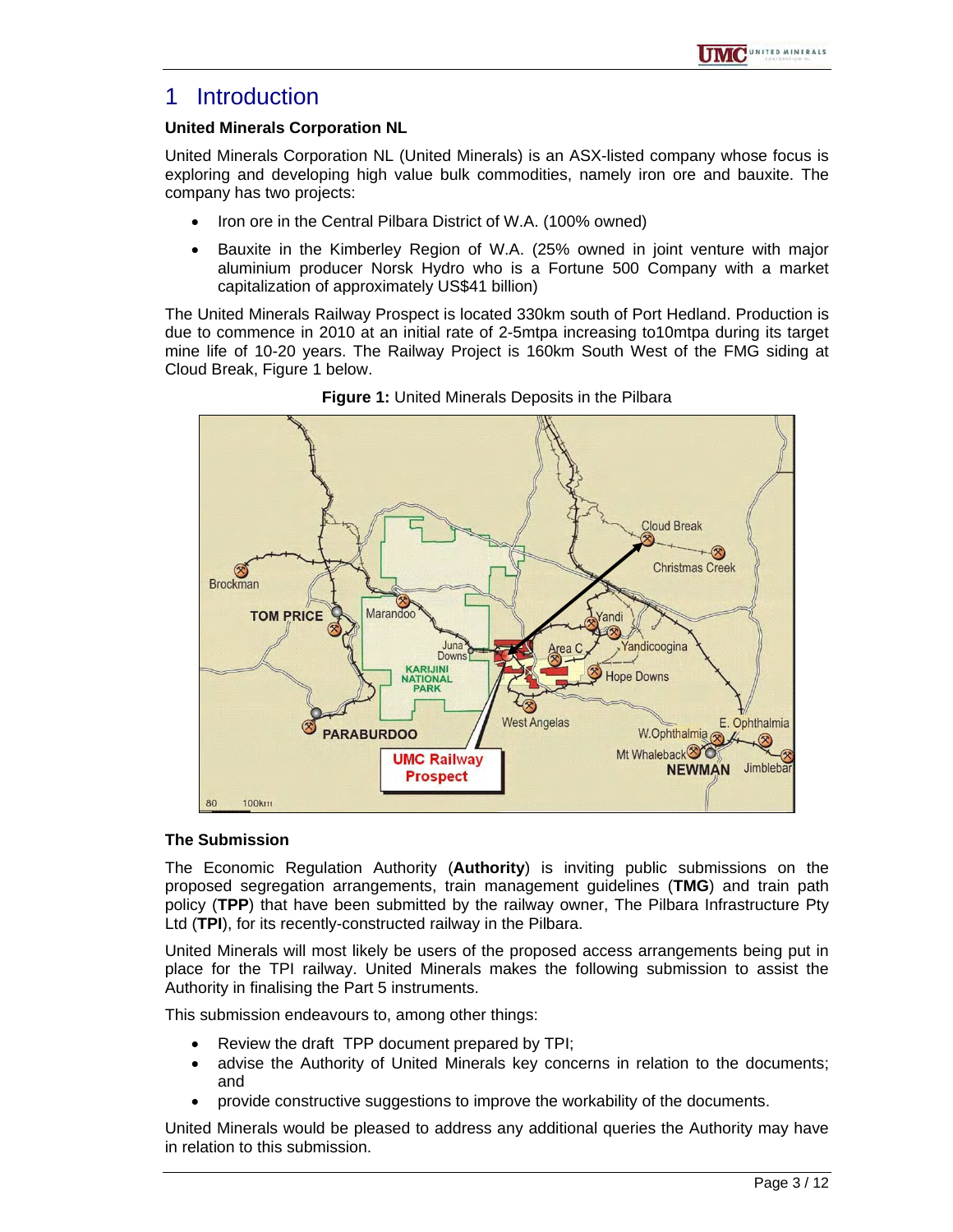# 1 Introduction

**United Minerals Corporation NL**

United Minerals Corporation NL (United Minerals) is an ASX-listed company whose focus is exploring and developing high value bulk commodities, namely iron ore and bauxite. The company has two projects:

- Iron ore in the Central Pilbara District of W.A. (100% owned)
- Bauxite in the Kimberley Region of W.A. (25% owned in joint venture with major aluminium producer Norsk Hydro who is a Fortune 500 Company with a market capitalization of approximately US$41 billion)

The United Minerals Railway Prospect is located 330km south of Port Hedland. Production is due to commence in 2010 at an initial rate of 2-5mtpa increasing to10mtpa during its target mine life of 10-20 years. The Railway Project is 160km South West of the FMG siding at Cloud Break, Figure 1 below.

**Figure 1:** United Minerals Deposits in the Pilbara

**The Submission**

The Economic Regulation Authority (**Authority**) is inviting public submissions on the proposed segregation arrangements, train management guidelines (**TMG**) and train path policy (**TPP**) that have been submitted by the railway owner, The Pilbara Infrastructure Pty Ltd (**TPI**), for its recently-constructed railway in the Pilbara.

United Minerals will most likely be users of the proposed access arrangements being put in place for the TPI railway. United Minerals makes the following submission to assist the Authority in finalising the Part 5 instruments.

This submission endeavours to, among other things:

- Review the draft TPP document prepared by TPI;
- advise the Authority of United Minerals key concerns in relation to the documents; and
- provide constructive suggestions to improve the workability of the documents.

United Minerals would be pleased to address any additional queries the Authority may have in relation to this submission.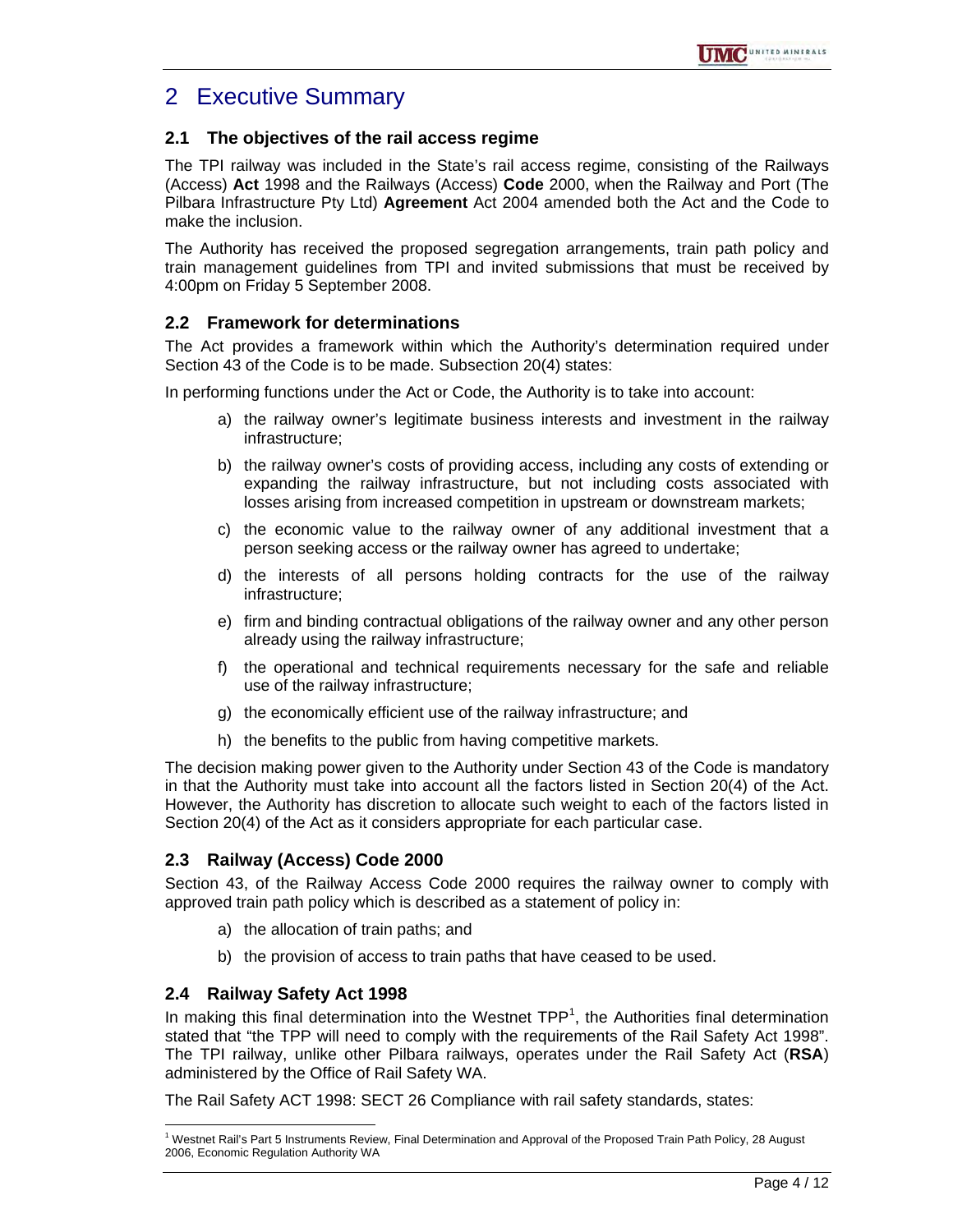# 2 Executive Summary

## 2.1 The objectives of the rail access regime

The TPI railway was included in the State's rail access regime, consisting of the Railways (Access) **Act** 1998 and the Railways (Access) **Code** 2000, when the Railway and Port (The Pilbara Infrastructure Pty Ltd) **Agreement** Act 2004 amended both the Act and the Code to make the inclusion.

The Authority has received the proposed segregation arrangements, train path policy and train management guidelines from TPI and invited submissions that must be received by 4:00pm on Friday 5 September 2008.

## 2.2 Framework for determinations

The Act provides a framework within which the Authority's determination required under Section 43 of the Code is to be made. Subsection 20(4) states:

In performing functions under the Act or Code, the Authority is to take into account:

a) the railway owner's legitimate business interests and investment in the railway infrastructure;

b) the railway owner's costs of providing access, including any costs of extending or expanding the railway infrastructure, but not including costs associated with losses arising from increased competition in upstream or downstream markets;

c) the economic value to the railway owner of any additional investment that a person seeking access or the railway owner has agreed to undertake;

d) the interests of all persons holding contracts for the use of the railway infrastructure;

e) firm and binding contractual obligations of the railway owner and any other person already using the railway infrastructure;

f) the operational and technical requirements necessary for the safe and reliable use of the railway infrastructure;

g) the economically efficient use of the railway infrastructure; and

h) the benefits to the public from having competitive markets.

The decision making power given to the Authority under Section 43 of the Code is mandatory in that the Authority must take into account all the factors listed in Section 20(4) of the Act. However, the Authority has discretion to allocate such weight to each of the factors listed in Section 20(4) of the Act as it considers appropriate for each particular case.

## 2.3 Railway (Access) Code 2000

Section 43, of the Railway Access Code 2000 requires the railway owner to comply with approved train path policy which is described as a statement of policy in:

a) the allocation of train paths; and

b) the provision of access to train paths that have ceased to be used.

## 2.4 Railway Safety Act 1998

In making this final determination into the Westnet TPP[1], the Authorities final determination stated that "the TPP will need to comply with the requirements of the Rail Safety Act 1998". The TPI railway, unlike other Pilbara railways, operates under the Rail Safety Act (**RSA**) administered by the Office of Rail Safety WA.

The Rail Safety ACT 1998: SECT 26 Compliance with rail safety standards, states:

---

[1] Westnet Rail's Part 5 Instruments Review, Final Determination and Approval of the Proposed Train Path Policy, 28 August 2006, Economic Regulation Authority WA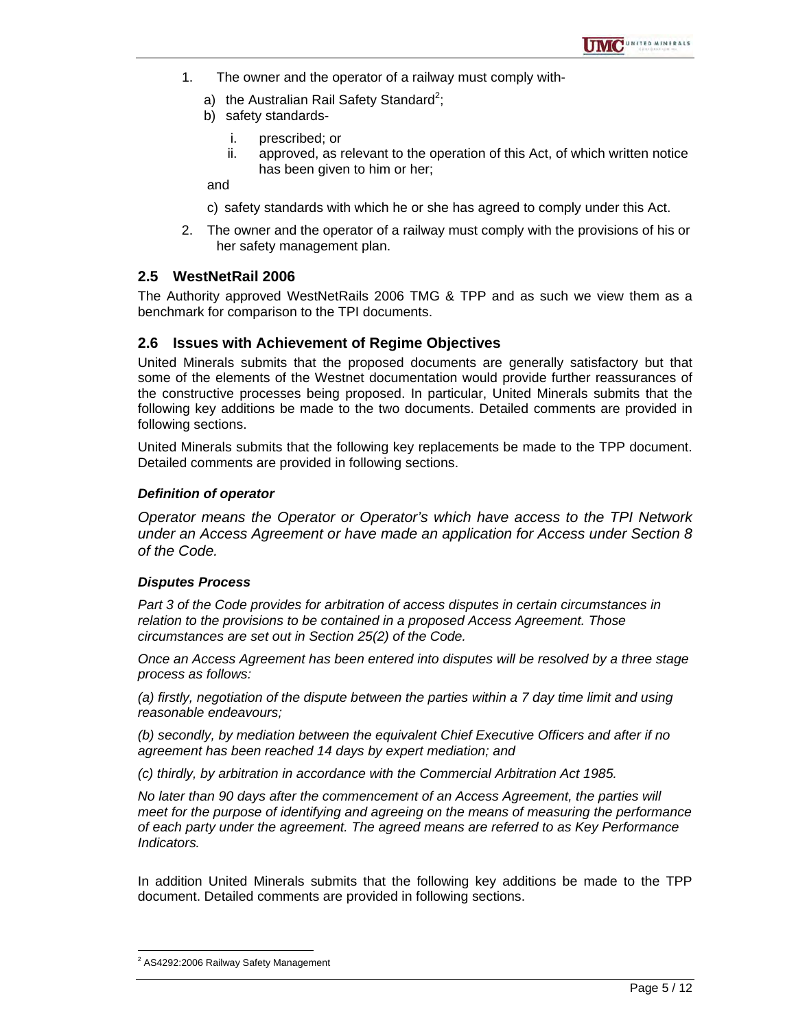1. The owner and the operator of a railway must comply with-
   a) the Australian Rail Safety Standard[2];
   b) safety standards-
      i. prescribed; or
      ii. approved, as relevant to the operation of this Act, of which written notice has been given to him or her;

   and

   c) safety standards with which he or she has agreed to comply under this Act.
2. The owner and the operator of a railway must comply with the provisions of his or her safety management plan.

## 2.5 WestNetRail 2006

The Authority approved WestNetRails 2006 TMG & TPP and as such we view them as a benchmark for comparison to the TPI documents.

## 2.6 Issues with Achievement of Regime Objectives

United Minerals submits that the proposed documents are generally satisfactory but that some of the elements of the Westnet documentation would provide further reassurances of the constructive processes being proposed. In particular, United Minerals submits that the following key additions be made to the two documents. Detailed comments are provided in following sections.

United Minerals submits that the following key replacements be made to the TPP document. Detailed comments are provided in following sections.

***Definition of operator***

*Operator means the Operator or Operator's which have access to the TPI Network under an Access Agreement or have made an application for Access under Section 8 of the Code.*

***Disputes Process***

*Part 3 of the Code provides for arbitration of access disputes in certain circumstances in relation to the provisions to be contained in a proposed Access Agreement. Those circumstances are set out in Section 25(2) of the Code.*

*Once an Access Agreement has been entered into disputes will be resolved by a three stage process as follows:*

*(a) firstly, negotiation of the dispute between the parties within a 7 day time limit and using reasonable endeavours;*

*(b) secondly, by mediation between the equivalent Chief Executive Officers and after if no agreement has been reached 14 days by expert mediation; and*

*(c) thirdly, by arbitration in accordance with the Commercial Arbitration Act 1985.*

*No later than 90 days after the commencement of an Access Agreement, the parties will meet for the purpose of identifying and agreeing on the means of measuring the performance of each party under the agreement. The agreed means are referred to as Key Performance Indicators.*

In addition United Minerals submits that the following key additions be made to the TPP document. Detailed comments are provided in following sections.

[2] AS4292:2006 Railway Safety Management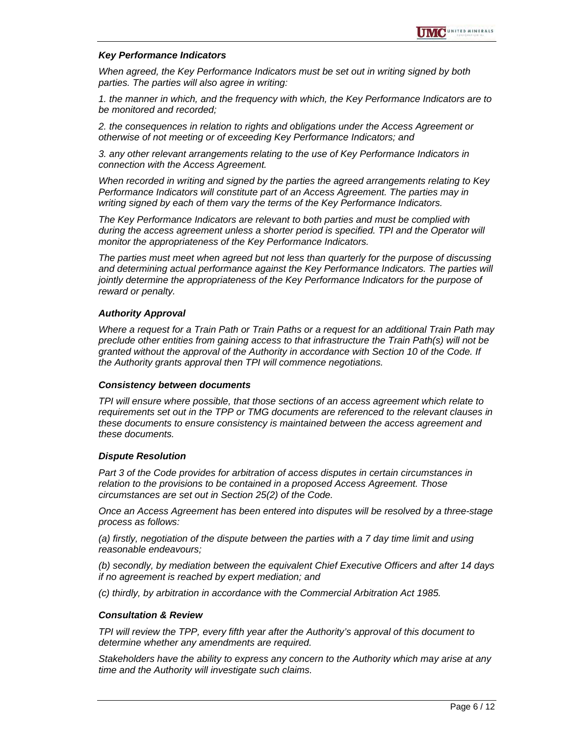### *Key Performance Indicators*

*When agreed, the Key Performance Indicators must be set out in writing signed by both parties. The parties will also agree in writing:*

*1. the manner in which, and the frequency with which, the Key Performance Indicators are to be monitored and recorded;*

*2. the consequences in relation to rights and obligations under the Access Agreement or otherwise of not meeting or of exceeding Key Performance Indicators; and*

*3. any other relevant arrangements relating to the use of Key Performance Indicators in connection with the Access Agreement.*

*When recorded in writing and signed by the parties the agreed arrangements relating to Key Performance Indicators will constitute part of an Access Agreement. The parties may in writing signed by each of them vary the terms of the Key Performance Indicators.*

*The Key Performance Indicators are relevant to both parties and must be complied with during the access agreement unless a shorter period is specified. TPI and the Operator will monitor the appropriateness of the Key Performance Indicators.*

*The parties must meet when agreed but not less than quarterly for the purpose of discussing and determining actual performance against the Key Performance Indicators. The parties will jointly determine the appropriateness of the Key Performance Indicators for the purpose of reward or penalty.*

### *Authority Approval*

*Where a request for a Train Path or Train Paths or a request for an additional Train Path may preclude other entities from gaining access to that infrastructure the Train Path(s) will not be granted without the approval of the Authority in accordance with Section 10 of the Code. If the Authority grants approval then TPI will commence negotiations.*

### *Consistency between documents*

*TPI will ensure where possible, that those sections of an access agreement which relate to requirements set out in the TPP or TMG documents are referenced to the relevant clauses in these documents to ensure consistency is maintained between the access agreement and these documents.*

### *Dispute Resolution*

*Part 3 of the Code provides for arbitration of access disputes in certain circumstances in relation to the provisions to be contained in a proposed Access Agreement. Those circumstances are set out in Section 25(2) of the Code.*

*Once an Access Agreement has been entered into disputes will be resolved by a three-stage process as follows:*

*(a) firstly, negotiation of the dispute between the parties with a 7 day time limit and using reasonable endeavours;*

*(b) secondly, by mediation between the equivalent Chief Executive Officers and after 14 days if no agreement is reached by expert mediation; and*

*(c) thirdly, by arbitration in accordance with the Commercial Arbitration Act 1985.*

### *Consultation & Review*

*TPI will review the TPP, every fifth year after the Authority's approval of this document to determine whether any amendments are required.*

*Stakeholders have the ability to express any concern to the Authority which may arise at any time and the Authority will investigate such claims.*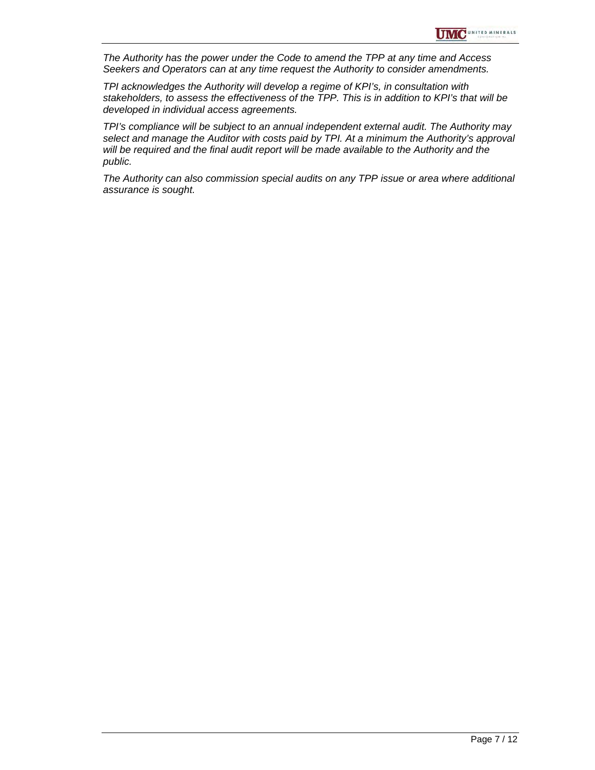*The Authority has the power under the Code to amend the TPP at any time and Access Seekers and Operators can at any time request the Authority to consider amendments.*

*TPI acknowledges the Authority will develop a regime of KPI's, in consultation with stakeholders, to assess the effectiveness of the TPP. This is in addition to KPI's that will be developed in individual access agreements.*

*TPI's compliance will be subject to an annual independent external audit. The Authority may select and manage the Auditor with costs paid by TPI. At a minimum the Authority's approval will be required and the final audit report will be made available to the Authority and the public.*

*The Authority can also commission special audits on any TPP issue or area where additional assurance is sought.*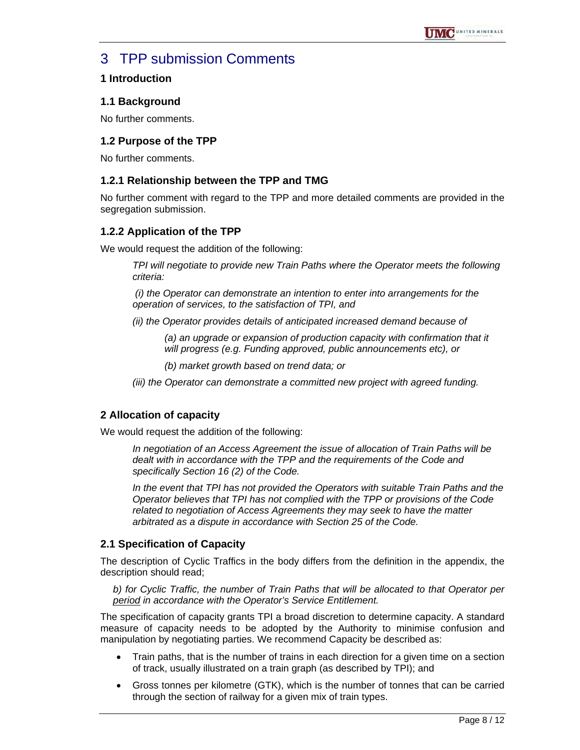# 3 TPP submission Comments

### 1 Introduction

### 1.1 Background

No further comments.

### 1.2 Purpose of the TPP

No further comments.

### 1.2.1 Relationship between the TPP and TMG

No further comment with regard to the TPP and more detailed comments are provided in the segregation submission.

### 1.2.2 Application of the TPP

We would request the addition of the following:

> *TPI will negotiate to provide new Train Paths where the Operator meets the following criteria:*
>
> *(i) the Operator can demonstrate an intention to enter into arrangements for the operation of services, to the satisfaction of TPI, and*
>
> *(ii) the Operator provides details of anticipated increased demand because of*
>
> > *(a) an upgrade or expansion of production capacity with confirmation that it will progress (e.g. Funding approved, public announcements etc), or*
> >
> > *(b) market growth based on trend data; or*
>
> *(iii) the Operator can demonstrate a committed new project with agreed funding.*

### 2 Allocation of capacity

We would request the addition of the following:

> *In negotiation of an Access Agreement the issue of allocation of Train Paths will be dealt with in accordance with the TPP and the requirements of the Code and specifically Section 16 (2) of the Code.*
>
> *In the event that TPI has not provided the Operators with suitable Train Paths and the Operator believes that TPI has not complied with the TPP or provisions of the Code related to negotiation of Access Agreements they may seek to have the matter arbitrated as a dispute in accordance with Section 25 of the Code.*

### 2.1 Specification of Capacity

The description of Cyclic Traffics in the body differs from the definition in the appendix, the description should read;

> *b) for Cyclic Traffic, the number of Train Paths that will be allocated to that Operator per <u>period</u> in accordance with the Operator's Service Entitlement.*

The specification of capacity grants TPI a broad discretion to determine capacity. A standard measure of capacity needs to be adopted by the Authority to minimise confusion and manipulation by negotiating parties. We recommend Capacity be described as:

- Train paths, that is the number of trains in each direction for a given time on a section of track, usually illustrated on a train graph (as described by TPI); and
- Gross tonnes per kilometre (GTK), which is the number of tonnes that can be carried through the section of railway for a given mix of train types.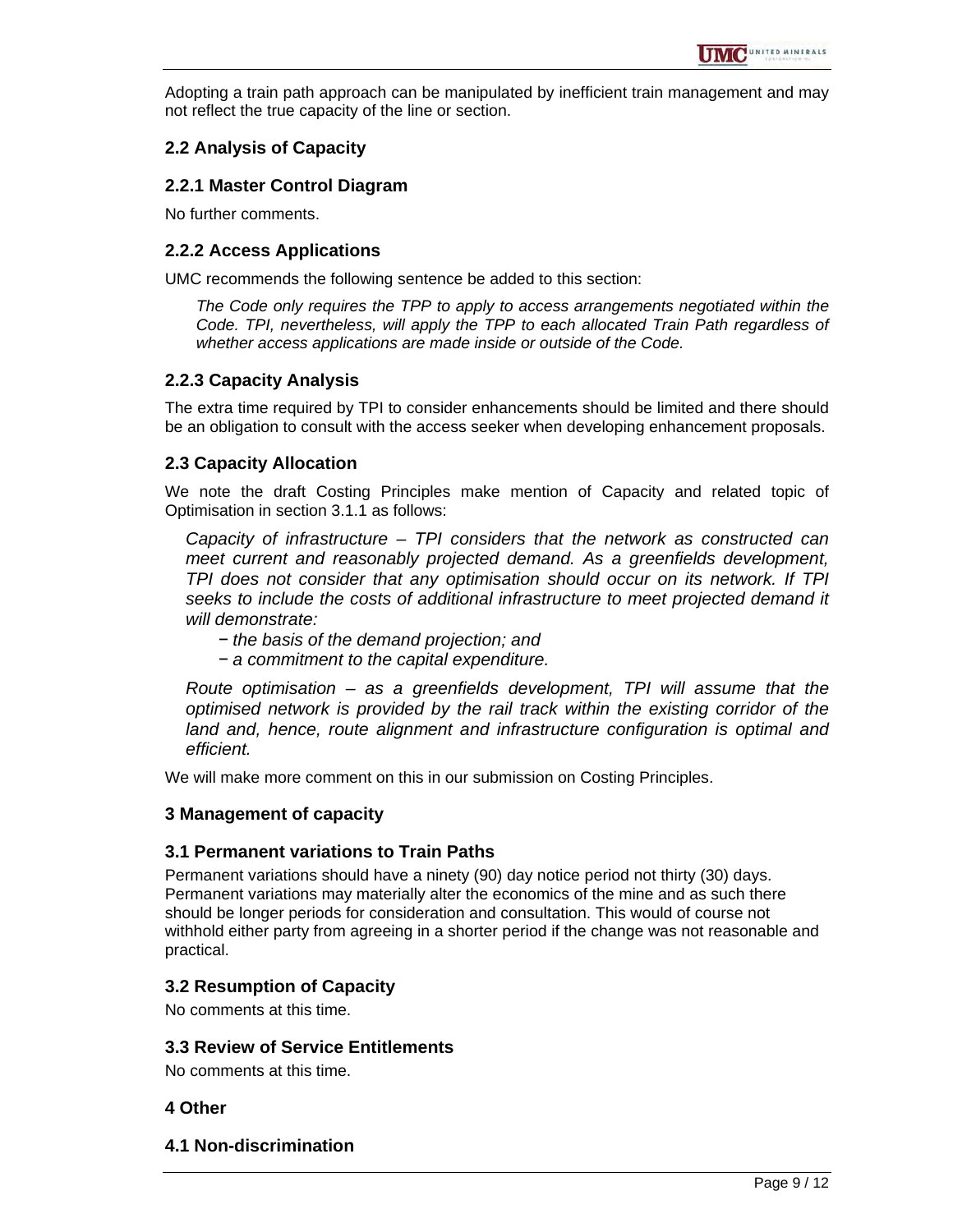Adopting a train path approach can be manipulated by inefficient train management and may not reflect the true capacity of the line or section.

### 2.2 Analysis of Capacity

#### 2.2.1 Master Control Diagram

No further comments.

#### 2.2.2 Access Applications

UMC recommends the following sentence be added to this section:

> *The Code only requires the TPP to apply to access arrangements negotiated within the Code. TPI, nevertheless, will apply the TPP to each allocated Train Path regardless of whether access applications are made inside or outside of the Code.*

#### 2.2.3 Capacity Analysis

The extra time required by TPI to consider enhancements should be limited and there should be an obligation to consult with the access seeker when developing enhancement proposals.

### 2.3 Capacity Allocation

We note the draft Costing Principles make mention of Capacity and related topic of Optimisation in section 3.1.1 as follows:

> *Capacity of infrastructure – TPI considers that the network as constructed can meet current and reasonably projected demand. As a greenfields development, TPI does not consider that any optimisation should occur on its network. If TPI seeks to include the costs of additional infrastructure to meet projected demand it will demonstrate:*
>
> - *the basis of the demand projection; and*
> - *a commitment to the capital expenditure.*
>
> *Route optimisation – as a greenfields development, TPI will assume that the optimised network is provided by the rail track within the existing corridor of the land and, hence, route alignment and infrastructure configuration is optimal and efficient.*

We will make more comment on this in our submission on Costing Principles.

## 3 Management of capacity

### 3.1 Permanent variations to Train Paths

Permanent variations should have a ninety (90) day notice period not thirty (30) days. Permanent variations may materially alter the economics of the mine and as such there should be longer periods for consideration and consultation. This would of course not withhold either party from agreeing in a shorter period if the change was not reasonable and practical.

### 3.2 Resumption of Capacity

No comments at this time.

### 3.3 Review of Service Entitlements

No comments at this time.

## 4 Other

### 4.1 Non-discrimination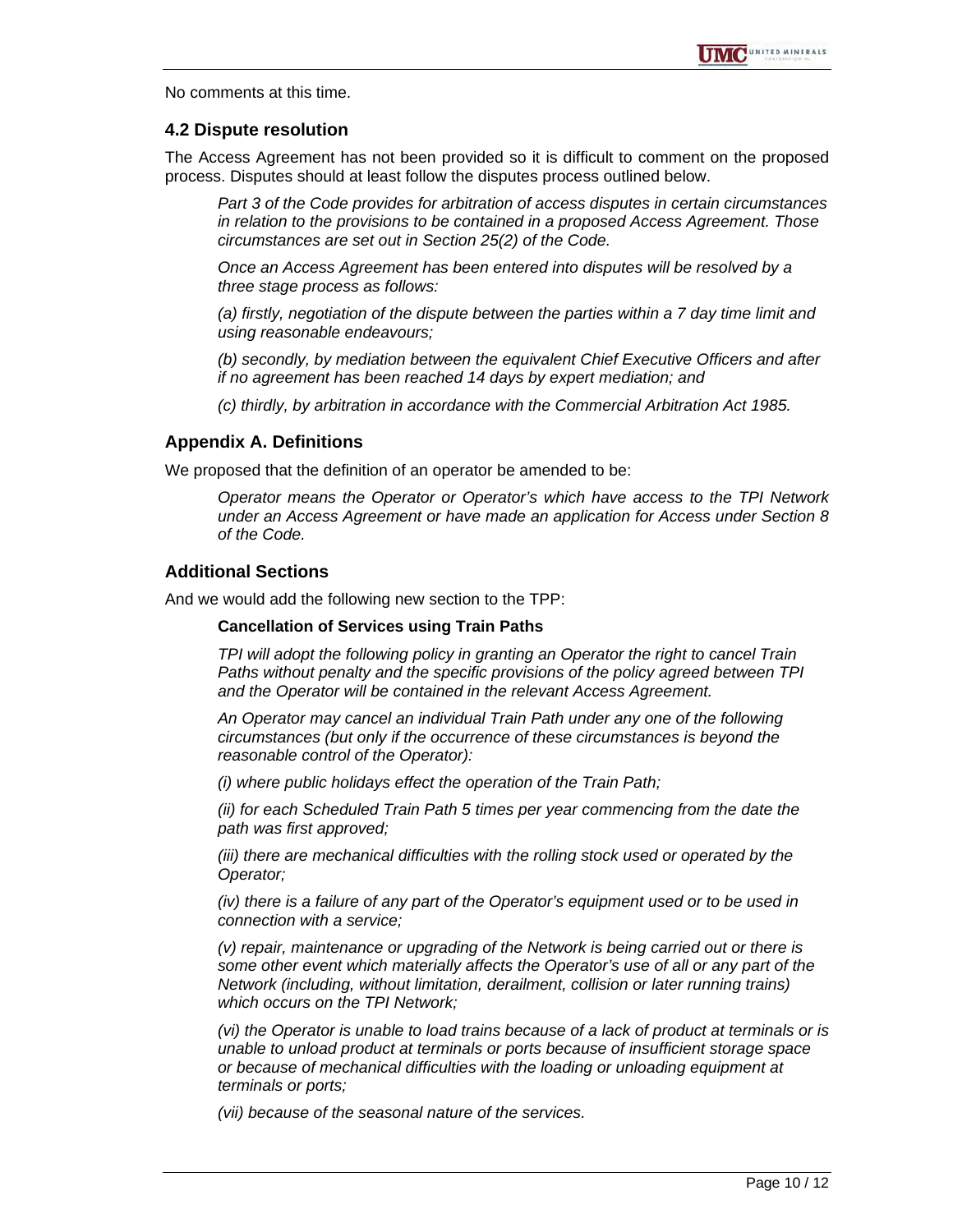No comments at this time.

### 4.2 Dispute resolution

The Access Agreement has not been provided so it is difficult to comment on the proposed process. Disputes should at least follow the disputes process outlined below.

> *Part 3 of the Code provides for arbitration of access disputes in certain circumstances in relation to the provisions to be contained in a proposed Access Agreement. Those circumstances are set out in Section 25(2) of the Code.*
>
> *Once an Access Agreement has been entered into disputes will be resolved by a three stage process as follows:*
>
> *(a) firstly, negotiation of the dispute between the parties within a 7 day time limit and using reasonable endeavours;*
>
> *(b) secondly, by mediation between the equivalent Chief Executive Officers and after if no agreement has been reached 14 days by expert mediation; and*
>
> *(c) thirdly, by arbitration in accordance with the Commercial Arbitration Act 1985.*

### Appendix A. Definitions

We proposed that the definition of an operator be amended to be:

> *Operator means the Operator or Operator's which have access to the TPI Network under an Access Agreement or have made an application for Access under Section 8 of the Code.*

### Additional Sections

And we would add the following new section to the TPP:

> **Cancellation of Services using Train Paths**
>
> *TPI will adopt the following policy in granting an Operator the right to cancel Train Paths without penalty and the specific provisions of the policy agreed between TPI and the Operator will be contained in the relevant Access Agreement.*
>
> *An Operator may cancel an individual Train Path under any one of the following circumstances (but only if the occurrence of these circumstances is beyond the reasonable control of the Operator):*
>
> *(i) where public holidays effect the operation of the Train Path;*
>
> *(ii) for each Scheduled Train Path 5 times per year commencing from the date the path was first approved;*
>
> *(iii) there are mechanical difficulties with the rolling stock used or operated by the Operator;*
>
> *(iv) there is a failure of any part of the Operator's equipment used or to be used in connection with a service;*
>
> *(v) repair, maintenance or upgrading of the Network is being carried out or there is some other event which materially affects the Operator's use of all or any part of the Network (including, without limitation, derailment, collision or later running trains) which occurs on the TPI Network;*
>
> *(vi) the Operator is unable to load trains because of a lack of product at terminals or is unable to unload product at terminals or ports because of insufficient storage space or because of mechanical difficulties with the loading or unloading equipment at terminals or ports;*
>
> *(vii) because of the seasonal nature of the services.*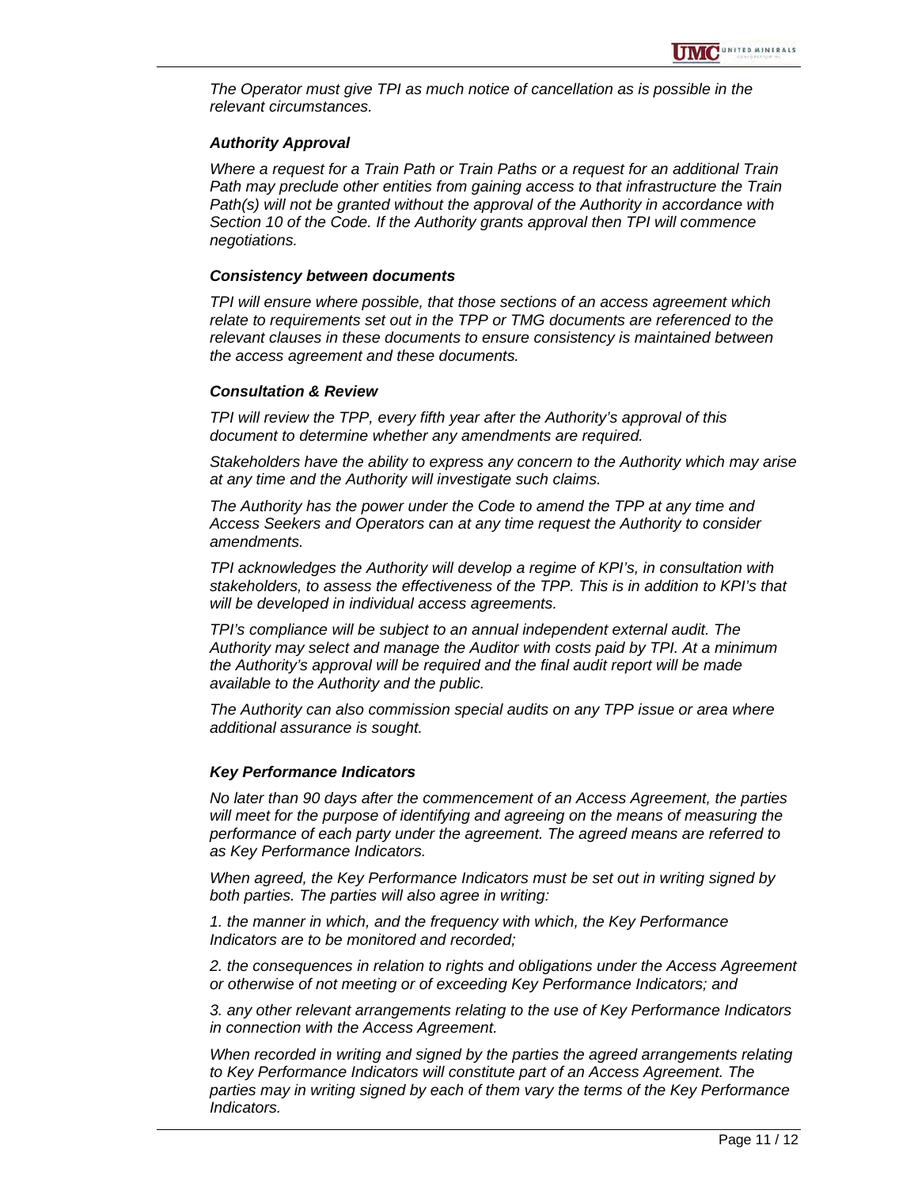*The Operator must give TPI as much notice of cancellation as is possible in the relevant circumstances.*

***Authority Approval***

*Where a request for a Train Path or Train Paths or a request for an additional Train Path may preclude other entities from gaining access to that infrastructure the Train Path(s) will not be granted without the approval of the Authority in accordance with Section 10 of the Code. If the Authority grants approval then TPI will commence negotiations.*

***Consistency between documents***

*TPI will ensure where possible, that those sections of an access agreement which relate to requirements set out in the TPP or TMG documents are referenced to the relevant clauses in these documents to ensure consistency is maintained between the access agreement and these documents.*

***Consultation & Review***

*TPI will review the TPP, every fifth year after the Authority's approval of this document to determine whether any amendments are required.*

*Stakeholders have the ability to express any concern to the Authority which may arise at any time and the Authority will investigate such claims.*

*The Authority has the power under the Code to amend the TPP at any time and Access Seekers and Operators can at any time request the Authority to consider amendments.*

*TPI acknowledges the Authority will develop a regime of KPI's, in consultation with stakeholders, to assess the effectiveness of the TPP. This is in addition to KPI's that will be developed in individual access agreements.*

*TPI's compliance will be subject to an annual independent external audit. The Authority may select and manage the Auditor with costs paid by TPI. At a minimum the Authority's approval will be required and the final audit report will be made available to the Authority and the public.*

*The Authority can also commission special audits on any TPP issue or area where additional assurance is sought.*

***Key Performance Indicators***

*No later than 90 days after the commencement of an Access Agreement, the parties will meet for the purpose of identifying and agreeing on the means of measuring the performance of each party under the agreement. The agreed means are referred to as Key Performance Indicators.*

*When agreed, the Key Performance Indicators must be set out in writing signed by both parties. The parties will also agree in writing:*

*1. the manner in which, and the frequency with which, the Key Performance Indicators are to be monitored and recorded;*

*2. the consequences in relation to rights and obligations under the Access Agreement or otherwise of not meeting or of exceeding Key Performance Indicators; and*

*3. any other relevant arrangements relating to the use of Key Performance Indicators in connection with the Access Agreement.*

*When recorded in writing and signed by the parties the agreed arrangements relating to Key Performance Indicators will constitute part of an Access Agreement. The parties may in writing signed by each of them vary the terms of the Key Performance Indicators.*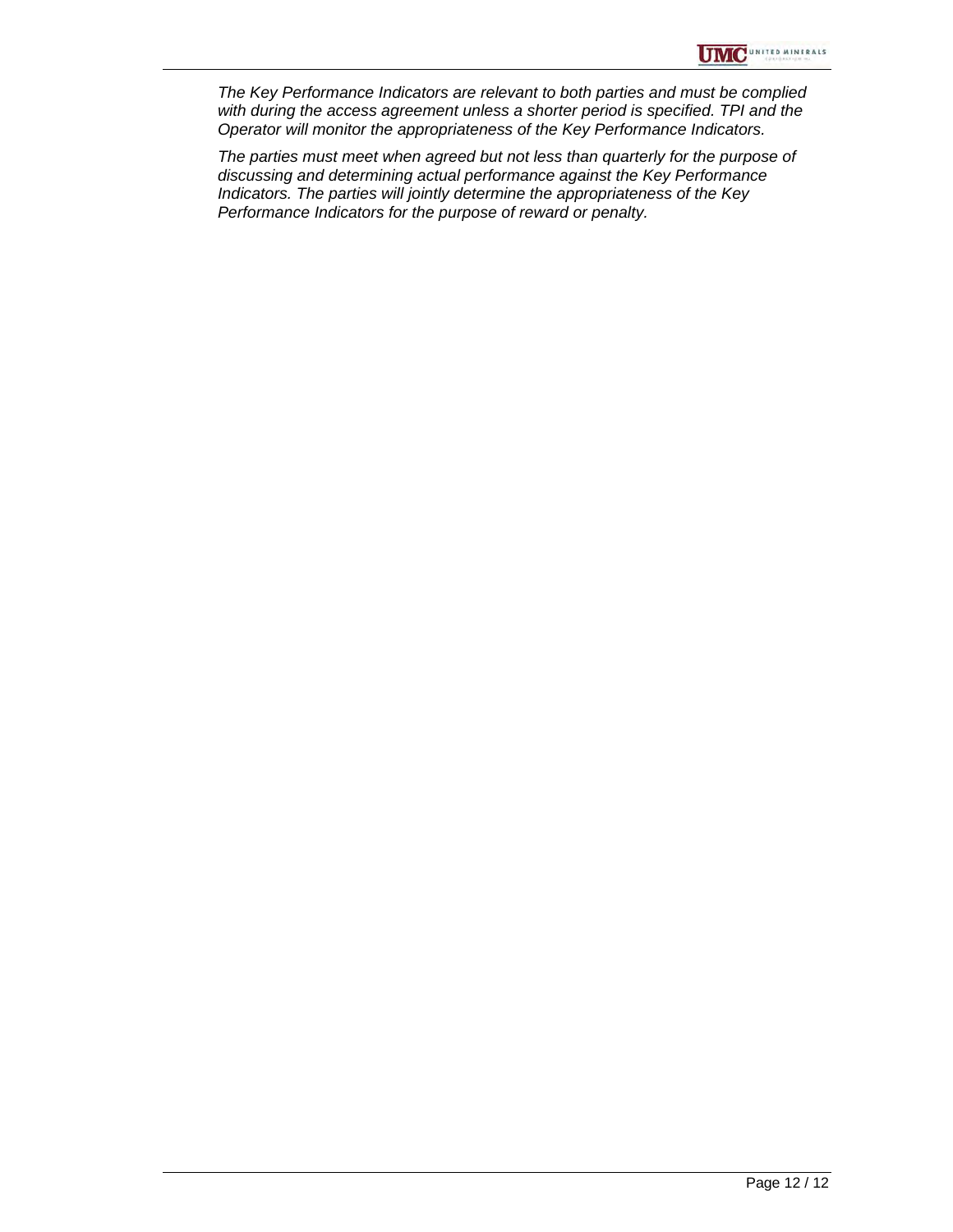*The Key Performance Indicators are relevant to both parties and must be complied with during the access agreement unless a shorter period is specified. TPI and the Operator will monitor the appropriateness of the Key Performance Indicators.*

*The parties must meet when agreed but not less than quarterly for the purpose of discussing and determining actual performance against the Key Performance Indicators. The parties will jointly determine the appropriateness of the Key Performance Indicators for the purpose of reward or penalty.*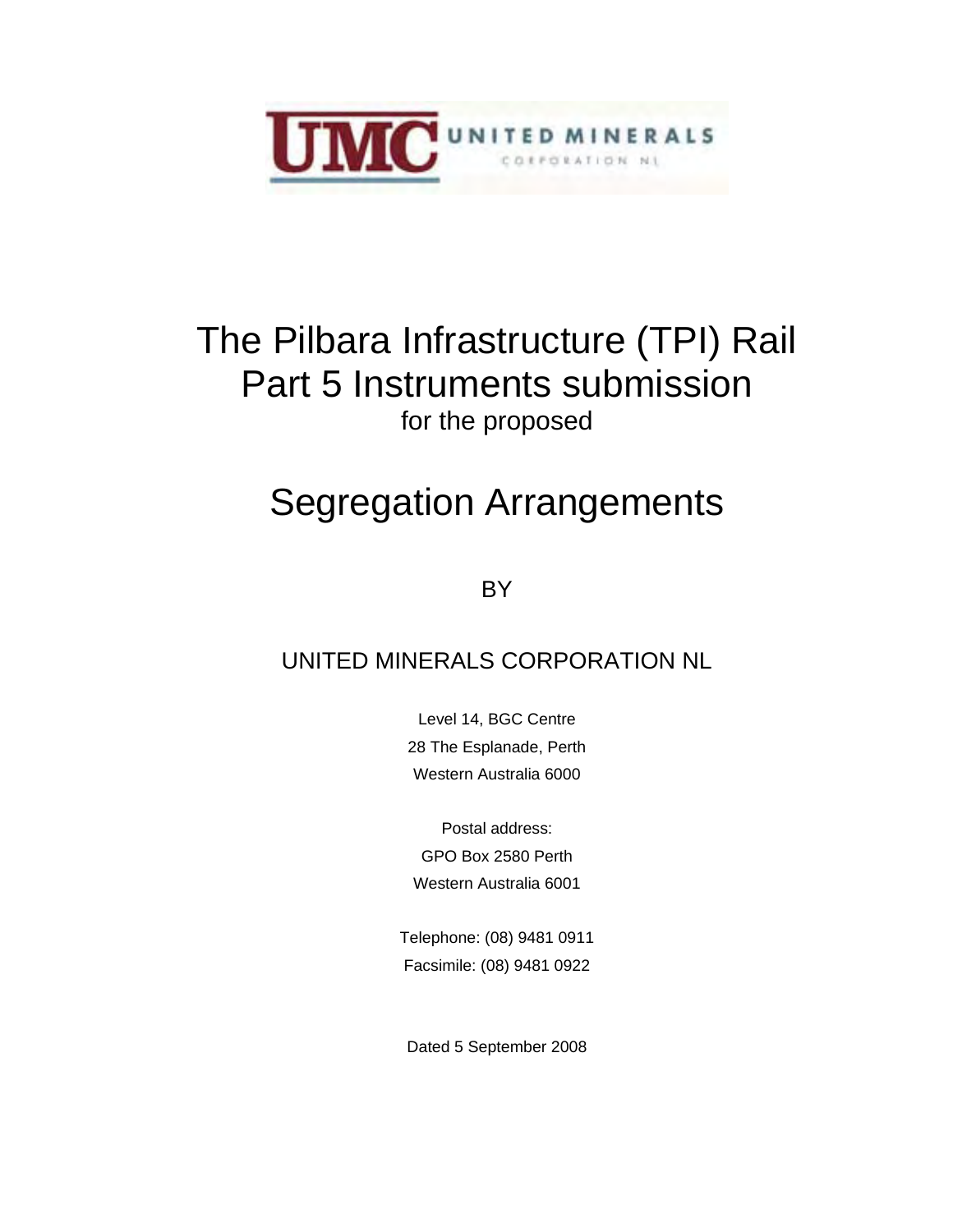UMC UNITED MINERALS CORPORATION NL

# The Pilbara Infrastructure (TPI) Rail Part 5 Instruments submission

for the proposed

# Segregation Arrangements

BY

## UNITED MINERALS CORPORATION NL

Level 14, BGC Centre

28 The Esplanade, Perth

Western Australia 6000

Postal address:

GPO Box 2580 Perth

Western Australia 6001

Telephone: (08) 9481 0911

Facsimile: (08) 9481 0922

Dated 5 September 2008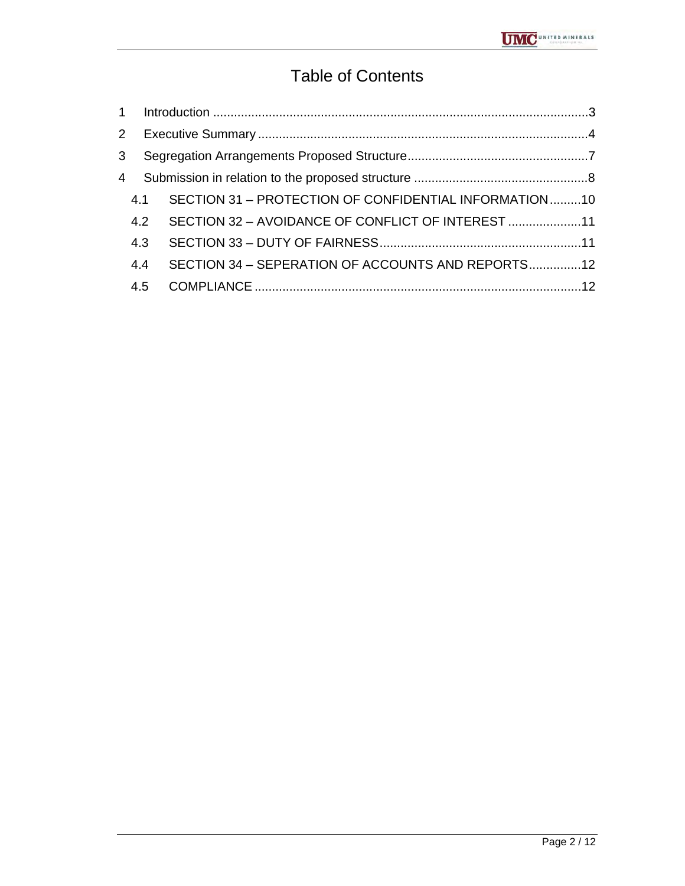# Table of Contents

1 Introduction ........................................................................................................3

2 Executive Summary ..............................................................................................4

3 Segregation Arrangements Proposed Structure....................................................7

4 Submission in relation to the proposed structure ..................................................8

   4.1 SECTION 31 – PROTECTION OF CONFIDENTIAL INFORMATION.........10

   4.2 SECTION 32 – AVOIDANCE OF CONFLICT OF INTEREST .....................11

   4.3 SECTION 33 – DUTY OF FAIRNESS..........................................................11

   4.4 SECTION 34 – SEPERATION OF ACCOUNTS AND REPORTS...............12

   4.5 COMPLIANCE ..............................................................................................12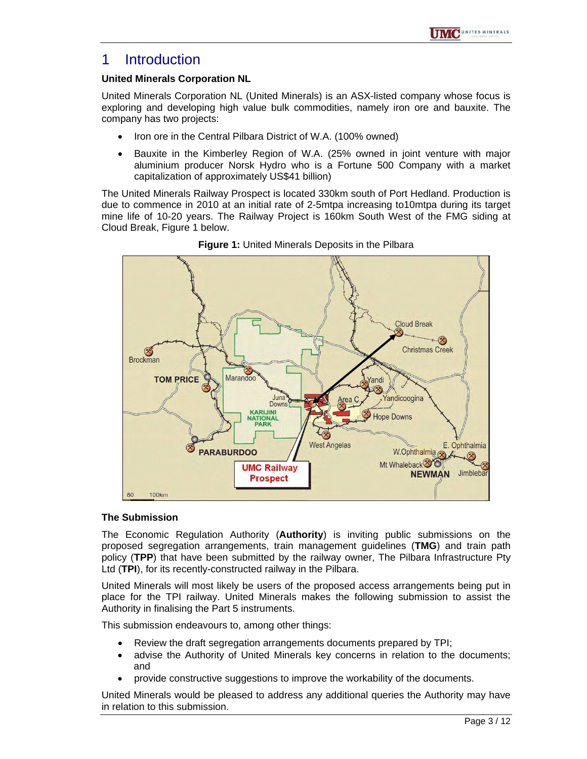# 1 Introduction

**United Minerals Corporation NL**

United Minerals Corporation NL (United Minerals) is an ASX-listed company whose focus is exploring and developing high value bulk commodities, namely iron ore and bauxite. The company has two projects:

- Iron ore in the Central Pilbara District of W.A. (100% owned)
- Bauxite in the Kimberley Region of W.A. (25% owned in joint venture with major aluminium producer Norsk Hydro who is a Fortune 500 Company with a market capitalization of approximately US$41 billion)

The United Minerals Railway Prospect is located 330km south of Port Hedland. Production is due to commence in 2010 at an initial rate of 2-5mtpa increasing to10mtpa during its target mine life of 10-20 years. The Railway Project is 160km South West of the FMG siding at Cloud Break, Figure 1 below.

**Figure 1:** United Minerals Deposits in the Pilbara

**The Submission**

The Economic Regulation Authority (**Authority**) is inviting public submissions on the proposed segregation arrangements, train management guidelines (**TMG**) and train path policy (**TPP**) that have been submitted by the railway owner, The Pilbara Infrastructure Pty Ltd (**TPI**), for its recently-constructed railway in the Pilbara.

United Minerals will most likely be users of the proposed access arrangements being put in place for the TPI railway. United Minerals makes the following submission to assist the Authority in finalising the Part 5 instruments.

This submission endeavours to, among other things:

- Review the draft segregation arrangements documents prepared by TPI;
- advise the Authority of United Minerals key concerns in relation to the documents; and
- provide constructive suggestions to improve the workability of the documents.

United Minerals would be pleased to address any additional queries the Authority may have in relation to this submission.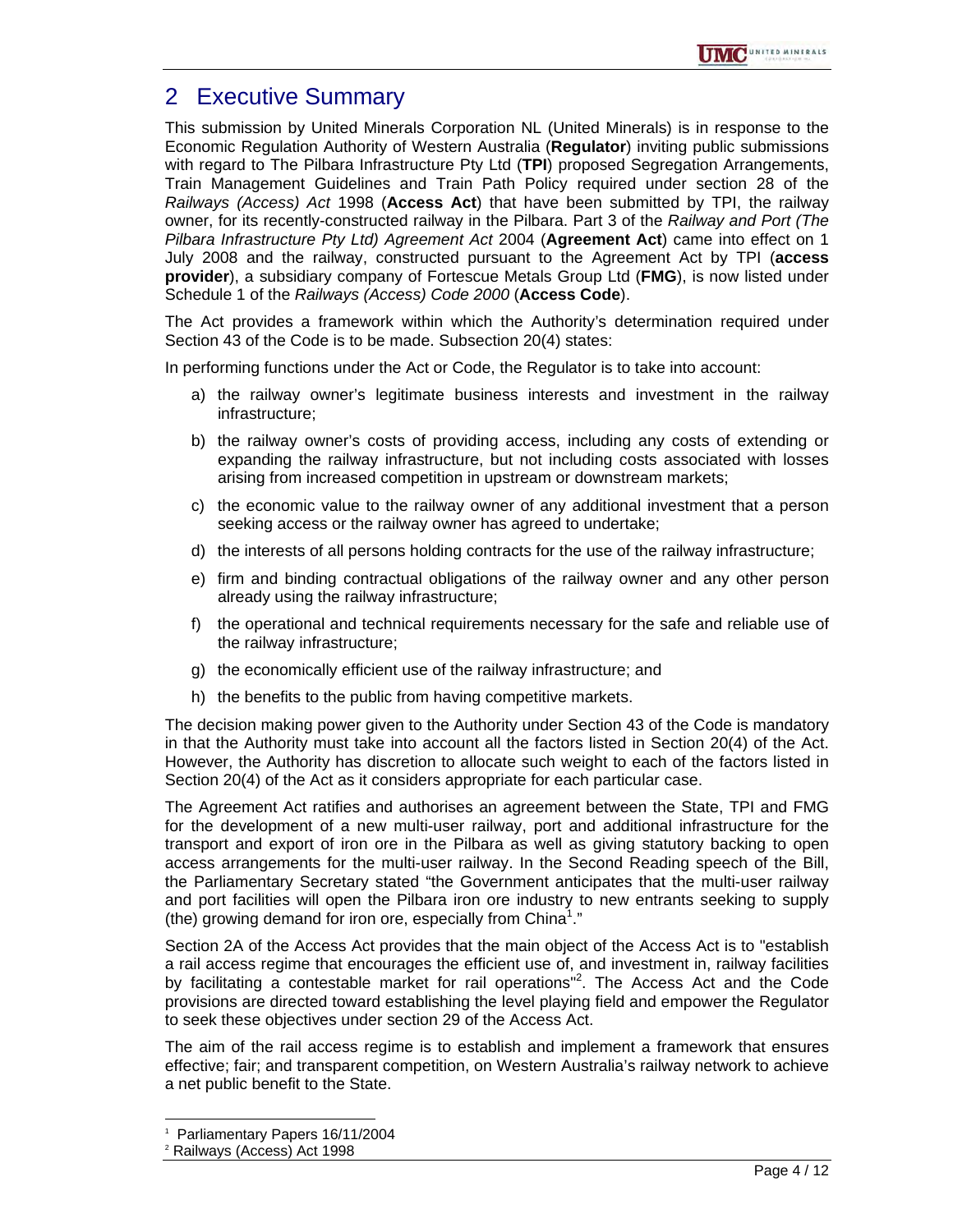# 2 Executive Summary

This submission by United Minerals Corporation NL (United Minerals) is in response to the Economic Regulation Authority of Western Australia (**Regulator**) inviting public submissions with regard to The Pilbara Infrastructure Pty Ltd (**TPI**) proposed Segregation Arrangements, Train Management Guidelines and Train Path Policy required under section 28 of the *Railways (Access) Act* 1998 (**Access Act**) that have been submitted by TPI, the railway owner, for its recently-constructed railway in the Pilbara. Part 3 of the *Railway and Port (The Pilbara Infrastructure Pty Ltd) Agreement Act* 2004 (**Agreement Act**) came into effect on 1 July 2008 and the railway, constructed pursuant to the Agreement Act by TPI (**access provider**), a subsidiary company of Fortescue Metals Group Ltd (**FMG**), is now listed under Schedule 1 of the *Railways (Access) Code 2000* (**Access Code**).

The Act provides a framework within which the Authority's determination required under Section 43 of the Code is to be made. Subsection 20(4) states:

In performing functions under the Act or Code, the Regulator is to take into account:

a) the railway owner's legitimate business interests and investment in the railway infrastructure;
b) the railway owner's costs of providing access, including any costs of extending or expanding the railway infrastructure, but not including costs associated with losses arising from increased competition in upstream or downstream markets;
c) the economic value to the railway owner of any additional investment that a person seeking access or the railway owner has agreed to undertake;
d) the interests of all persons holding contracts for the use of the railway infrastructure;
e) firm and binding contractual obligations of the railway owner and any other person already using the railway infrastructure;
f) the operational and technical requirements necessary for the safe and reliable use of the railway infrastructure;
g) the economically efficient use of the railway infrastructure; and
h) the benefits to the public from having competitive markets.

The decision making power given to the Authority under Section 43 of the Code is mandatory in that the Authority must take into account all the factors listed in Section 20(4) of the Act. However, the Authority has discretion to allocate such weight to each of the factors listed in Section 20(4) of the Act as it considers appropriate for each particular case.

The Agreement Act ratifies and authorises an agreement between the State, TPI and FMG for the development of a new multi-user railway, port and additional infrastructure for the transport and export of iron ore in the Pilbara as well as giving statutory backing to open access arrangements for the multi-user railway. In the Second Reading speech of the Bill, the Parliamentary Secretary stated "the Government anticipates that the multi-user railway and port facilities will open the Pilbara iron ore industry to new entrants seeking to supply (the) growing demand for iron ore, especially from China[1]."

Section 2A of the Access Act provides that the main object of the Access Act is to "establish a rail access regime that encourages the efficient use of, and investment in, railway facilities by facilitating a contestable market for rail operations"[2]. The Access Act and the Code provisions are directed toward establishing the level playing field and empower the Regulator to seek these objectives under section 29 of the Access Act.

The aim of the rail access regime is to establish and implement a framework that ensures effective; fair; and transparent competition, on Western Australia's railway network to achieve a net public benefit to the State.

[1] Parliamentary Papers 16/11/2004

[2] Railways (Access) Act 1998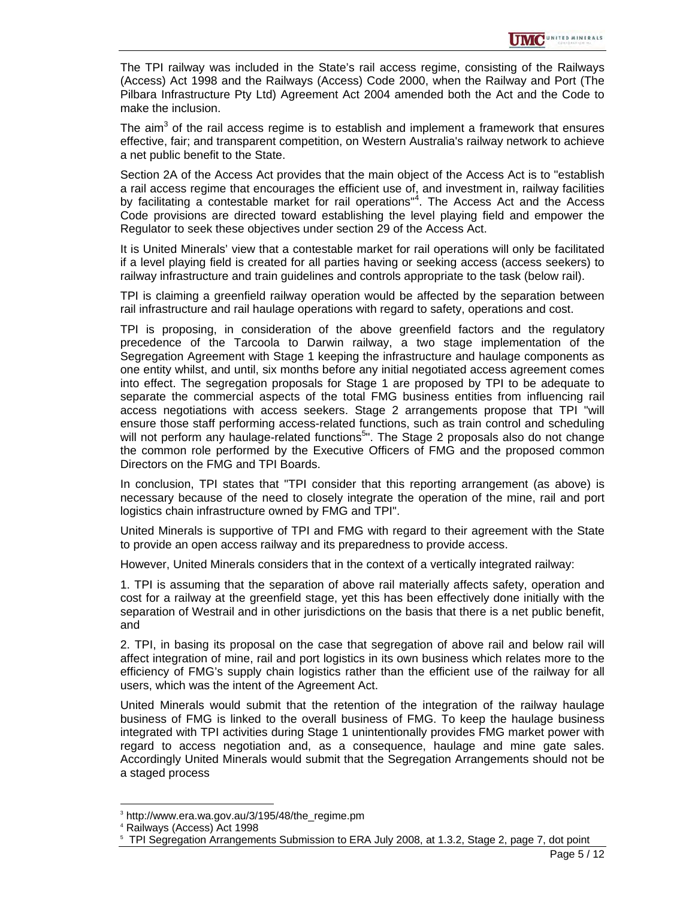The TPI railway was included in the State's rail access regime, consisting of the Railways (Access) Act 1998 and the Railways (Access) Code 2000, when the Railway and Port (The Pilbara Infrastructure Pty Ltd) Agreement Act 2004 amended both the Act and the Code to make the inclusion.

The aim[3] of the rail access regime is to establish and implement a framework that ensures effective, fair; and transparent competition, on Western Australia's railway network to achieve a net public benefit to the State.

Section 2A of the Access Act provides that the main object of the Access Act is to "establish a rail access regime that encourages the efficient use of, and investment in, railway facilities by facilitating a contestable market for rail operations"[4]. The Access Act and the Access Code provisions are directed toward establishing the level playing field and empower the Regulator to seek these objectives under section 29 of the Access Act.

It is United Minerals' view that a contestable market for rail operations will only be facilitated if a level playing field is created for all parties having or seeking access (access seekers) to railway infrastructure and train guidelines and controls appropriate to the task (below rail).

TPI is claiming a greenfield railway operation would be affected by the separation between rail infrastructure and rail haulage operations with regard to safety, operations and cost.

TPI is proposing, in consideration of the above greenfield factors and the regulatory precedence of the Tarcoola to Darwin railway, a two stage implementation of the Segregation Agreement with Stage 1 keeping the infrastructure and haulage components as one entity whilst, and until, six months before any initial negotiated access agreement comes into effect. The segregation proposals for Stage 1 are proposed by TPI to be adequate to separate the commercial aspects of the total FMG business entities from influencing rail access negotiations with access seekers. Stage 2 arrangements propose that TPI "will ensure those staff performing access-related functions, such as train control and scheduling will not perform any haulage-related functions[5]". The Stage 2 proposals also do not change the common role performed by the Executive Officers of FMG and the proposed common Directors on the FMG and TPI Boards.

In conclusion, TPI states that "TPI consider that this reporting arrangement (as above) is necessary because of the need to closely integrate the operation of the mine, rail and port logistics chain infrastructure owned by FMG and TPI".

United Minerals is supportive of TPI and FMG with regard to their agreement with the State to provide an open access railway and its preparedness to provide access.

However, United Minerals considers that in the context of a vertically integrated railway:

1. TPI is assuming that the separation of above rail materially affects safety, operation and cost for a railway at the greenfield stage, yet this has been effectively done initially with the separation of Westrail and in other jurisdictions on the basis that there is a net public benefit, and

2. TPI, in basing its proposal on the case that segregation of above rail and below rail will affect integration of mine, rail and port logistics in its own business which relates more to the efficiency of FMG's supply chain logistics rather than the efficient use of the railway for all users, which was the intent of the Agreement Act.

United Minerals would submit that the retention of the integration of the railway haulage business of FMG is linked to the overall business of FMG. To keep the haulage business integrated with TPI activities during Stage 1 unintentionally provides FMG market power with regard to access negotiation and, as a consequence, haulage and mine gate sales. Accordingly United Minerals would submit that the Segregation Arrangements should not be a staged process

---

[3] http://www.era.wa.gov.au/3/195/48/the_regime.pm

[4] Railways (Access) Act 1998

[5] TPI Segregation Arrangements Submission to ERA July 2008, at 1.3.2, Stage 2, page 7, dot point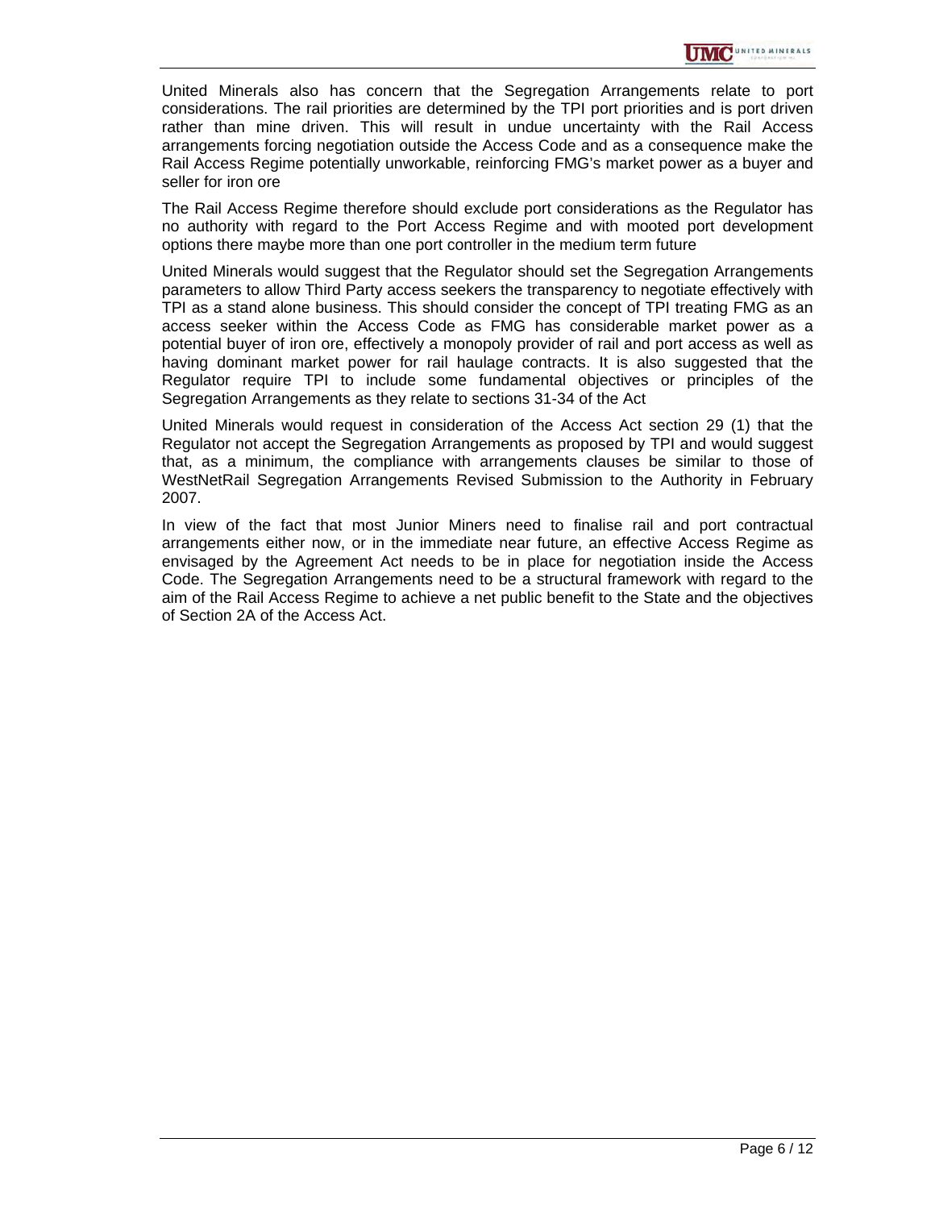United Minerals also has concern that the Segregation Arrangements relate to port considerations. The rail priorities are determined by the TPI port priorities and is port driven rather than mine driven. This will result in undue uncertainty with the Rail Access arrangements forcing negotiation outside the Access Code and as a consequence make the Rail Access Regime potentially unworkable, reinforcing FMG's market power as a buyer and seller for iron ore

The Rail Access Regime therefore should exclude port considerations as the Regulator has no authority with regard to the Port Access Regime and with mooted port development options there maybe more than one port controller in the medium term future

United Minerals would suggest that the Regulator should set the Segregation Arrangements parameters to allow Third Party access seekers the transparency to negotiate effectively with TPI as a stand alone business. This should consider the concept of TPI treating FMG as an access seeker within the Access Code as FMG has considerable market power as a potential buyer of iron ore, effectively a monopoly provider of rail and port access as well as having dominant market power for rail haulage contracts. It is also suggested that the Regulator require TPI to include some fundamental objectives or principles of the Segregation Arrangements as they relate to sections 31-34 of the Act

United Minerals would request in consideration of the Access Act section 29 (1) that the Regulator not accept the Segregation Arrangements as proposed by TPI and would suggest that, as a minimum, the compliance with arrangements clauses be similar to those of WestNetRail Segregation Arrangements Revised Submission to the Authority in February 2007.

In view of the fact that most Junior Miners need to finalise rail and port contractual arrangements either now, or in the immediate near future, an effective Access Regime as envisaged by the Agreement Act needs to be in place for negotiation inside the Access Code. The Segregation Arrangements need to be a structural framework with regard to the aim of the Rail Access Regime to achieve a net public benefit to the State and the objectives of Section 2A of the Access Act.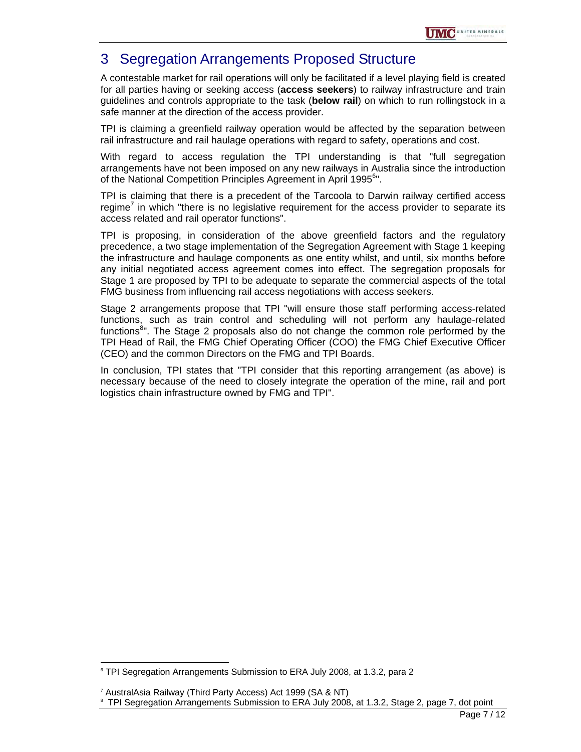# 3 Segregation Arrangements Proposed Structure

A contestable market for rail operations will only be facilitated if a level playing field is created for all parties having or seeking access (**access seekers**) to railway infrastructure and train guidelines and controls appropriate to the task (**below rail**) on which to run rollingstock in a safe manner at the direction of the access provider.

TPI is claiming a greenfield railway operation would be affected by the separation between rail infrastructure and rail haulage operations with regard to safety, operations and cost.

With regard to access regulation the TPI understanding is that "full segregation arrangements have not been imposed on any new railways in Australia since the introduction of the National Competition Principles Agreement in April 1995[6]".

TPI is claiming that there is a precedent of the Tarcoola to Darwin railway certified access regime[7] in which "there is no legislative requirement for the access provider to separate its access related and rail operator functions".

TPI is proposing, in consideration of the above greenfield factors and the regulatory precedence, a two stage implementation of the Segregation Agreement with Stage 1 keeping the infrastructure and haulage components as one entity whilst, and until, six months before any initial negotiated access agreement comes into effect. The segregation proposals for Stage 1 are proposed by TPI to be adequate to separate the commercial aspects of the total FMG business from influencing rail access negotiations with access seekers.

Stage 2 arrangements propose that TPI "will ensure those staff performing access-related functions, such as train control and scheduling will not perform any haulage-related functions[8]". The Stage 2 proposals also do not change the common role performed by the TPI Head of Rail, the FMG Chief Operating Officer (COO) the FMG Chief Executive Officer (CEO) and the common Directors on the FMG and TPI Boards.

In conclusion, TPI states that "TPI consider that this reporting arrangement (as above) is necessary because of the need to closely integrate the operation of the mine, rail and port logistics chain infrastructure owned by FMG and TPI".

---

[6] TPI Segregation Arrangements Submission to ERA July 2008, at 1.3.2, para 2

[7] AustralAsia Railway (Third Party Access) Act 1999 (SA & NT)

[8] TPI Segregation Arrangements Submission to ERA July 2008, at 1.3.2, Stage 2, page 7, dot point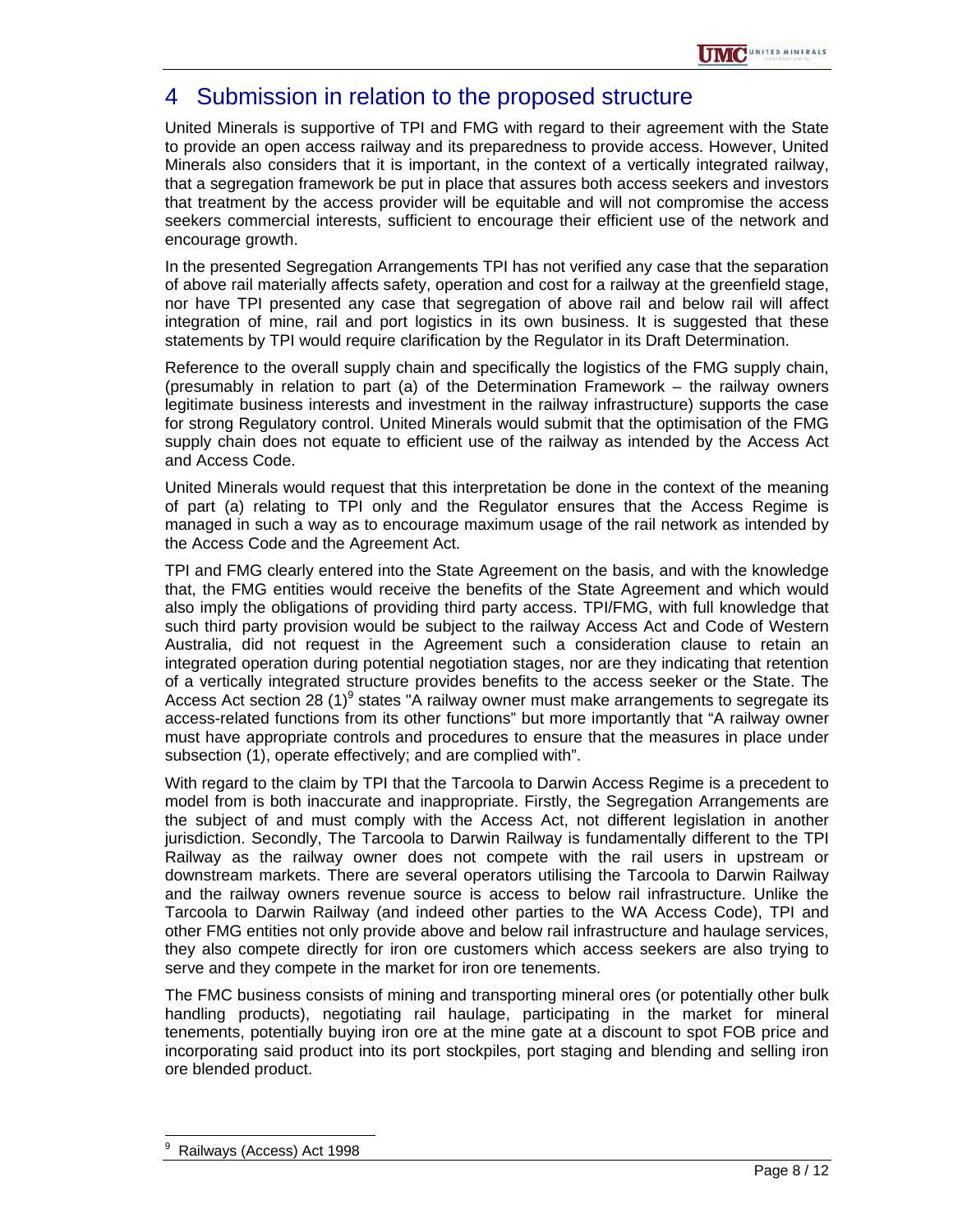# 4 Submission in relation to the proposed structure

United Minerals is supportive of TPI and FMG with regard to their agreement with the State to provide an open access railway and its preparedness to provide access. However, United Minerals also considers that it is important, in the context of a vertically integrated railway, that a segregation framework be put in place that assures both access seekers and investors that treatment by the access provider will be equitable and will not compromise the access seekers commercial interests, sufficient to encourage their efficient use of the network and encourage growth.

In the presented Segregation Arrangements TPI has not verified any case that the separation of above rail materially affects safety, operation and cost for a railway at the greenfield stage, nor have TPI presented any case that segregation of above rail and below rail will affect integration of mine, rail and port logistics in its own business. It is suggested that these statements by TPI would require clarification by the Regulator in its Draft Determination.

Reference to the overall supply chain and specifically the logistics of the FMG supply chain, (presumably in relation to part (a) of the Determination Framework – the railway owners legitimate business interests and investment in the railway infrastructure) supports the case for strong Regulatory control. United Minerals would submit that the optimisation of the FMG supply chain does not equate to efficient use of the railway as intended by the Access Act and Access Code.

United Minerals would request that this interpretation be done in the context of the meaning of part (a) relating to TPI only and the Regulator ensures that the Access Regime is managed in such a way as to encourage maximum usage of the rail network as intended by the Access Code and the Agreement Act.

TPI and FMG clearly entered into the State Agreement on the basis, and with the knowledge that, the FMG entities would receive the benefits of the State Agreement and which would also imply the obligations of providing third party access. TPI/FMG, with full knowledge that such third party provision would be subject to the railway Access Act and Code of Western Australia, did not request in the Agreement such a consideration clause to retain an integrated operation during potential negotiation stages, nor are they indicating that retention of a vertically integrated structure provides benefits to the access seeker or the State. The Access Act section 28 (1)[9] states "A railway owner must make arrangements to segregate its access-related functions from its other functions" but more importantly that "A railway owner must have appropriate controls and procedures to ensure that the measures in place under subsection (1), operate effectively; and are complied with".

With regard to the claim by TPI that the Tarcoola to Darwin Access Regime is a precedent to model from is both inaccurate and inappropriate. Firstly, the Segregation Arrangements are the subject of and must comply with the Access Act, not different legislation in another jurisdiction. Secondly, The Tarcoola to Darwin Railway is fundamentally different to the TPI Railway as the railway owner does not compete with the rail users in upstream or downstream markets. There are several operators utilising the Tarcoola to Darwin Railway and the railway owners revenue source is access to below rail infrastructure. Unlike the Tarcoola to Darwin Railway (and indeed other parties to the WA Access Code), TPI and other FMG entities not only provide above and below rail infrastructure and haulage services, they also compete directly for iron ore customers which access seekers are also trying to serve and they compete in the market for iron ore tenements.

The FMC business consists of mining and transporting mineral ores (or potentially other bulk handling products), negotiating rail haulage, participating in the market for mineral tenements, potentially buying iron ore at the mine gate at a discount to spot FOB price and incorporating said product into its port stockpiles, port staging and blending and selling iron ore blended product.

---

[9] Railways (Access) Act 1998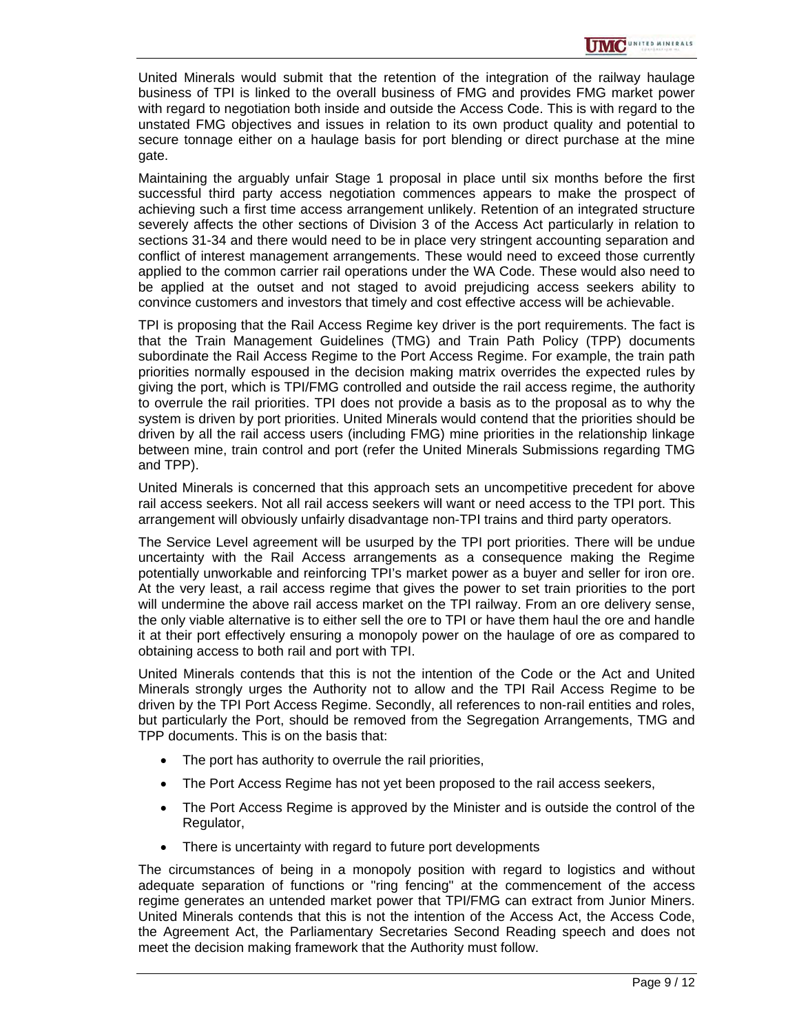United Minerals would submit that the retention of the integration of the railway haulage business of TPI is linked to the overall business of FMG and provides FMG market power with regard to negotiation both inside and outside the Access Code. This is with regard to the unstated FMG objectives and issues in relation to its own product quality and potential to secure tonnage either on a haulage basis for port blending or direct purchase at the mine gate.

Maintaining the arguably unfair Stage 1 proposal in place until six months before the first successful third party access negotiation commences appears to make the prospect of achieving such a first time access arrangement unlikely. Retention of an integrated structure severely affects the other sections of Division 3 of the Access Act particularly in relation to sections 31-34 and there would need to be in place very stringent accounting separation and conflict of interest management arrangements. These would need to exceed those currently applied to the common carrier rail operations under the WA Code. These would also need to be applied at the outset and not staged to avoid prejudicing access seekers ability to convince customers and investors that timely and cost effective access will be achievable.

TPI is proposing that the Rail Access Regime key driver is the port requirements. The fact is that the Train Management Guidelines (TMG) and Train Path Policy (TPP) documents subordinate the Rail Access Regime to the Port Access Regime. For example, the train path priorities normally espoused in the decision making matrix overrides the expected rules by giving the port, which is TPI/FMG controlled and outside the rail access regime, the authority to overrule the rail priorities. TPI does not provide a basis as to the proposal as to why the system is driven by port priorities. United Minerals would contend that the priorities should be driven by all the rail access users (including FMG) mine priorities in the relationship linkage between mine, train control and port (refer the United Minerals Submissions regarding TMG and TPP).

United Minerals is concerned that this approach sets an uncompetitive precedent for above rail access seekers. Not all rail access seekers will want or need access to the TPI port. This arrangement will obviously unfairly disadvantage non-TPI trains and third party operators.

The Service Level agreement will be usurped by the TPI port priorities. There will be undue uncertainty with the Rail Access arrangements as a consequence making the Regime potentially unworkable and reinforcing TPI's market power as a buyer and seller for iron ore. At the very least, a rail access regime that gives the power to set train priorities to the port will undermine the above rail access market on the TPI railway. From an ore delivery sense, the only viable alternative is to either sell the ore to TPI or have them haul the ore and handle it at their port effectively ensuring a monopoly power on the haulage of ore as compared to obtaining access to both rail and port with TPI.

United Minerals contends that this is not the intention of the Code or the Act and United Minerals strongly urges the Authority not to allow and the TPI Rail Access Regime to be driven by the TPI Port Access Regime. Secondly, all references to non-rail entities and roles, but particularly the Port, should be removed from the Segregation Arrangements, TMG and TPP documents. This is on the basis that:

- The port has authority to overrule the rail priorities,
- The Port Access Regime has not yet been proposed to the rail access seekers,
- The Port Access Regime is approved by the Minister and is outside the control of the Regulator,
- There is uncertainty with regard to future port developments

The circumstances of being in a monopoly position with regard to logistics and without adequate separation of functions or "ring fencing" at the commencement of the access regime generates an untended market power that TPI/FMG can extract from Junior Miners. United Minerals contends that this is not the intention of the Access Act, the Access Code, the Agreement Act, the Parliamentary Secretaries Second Reading speech and does not meet the decision making framework that the Authority must follow.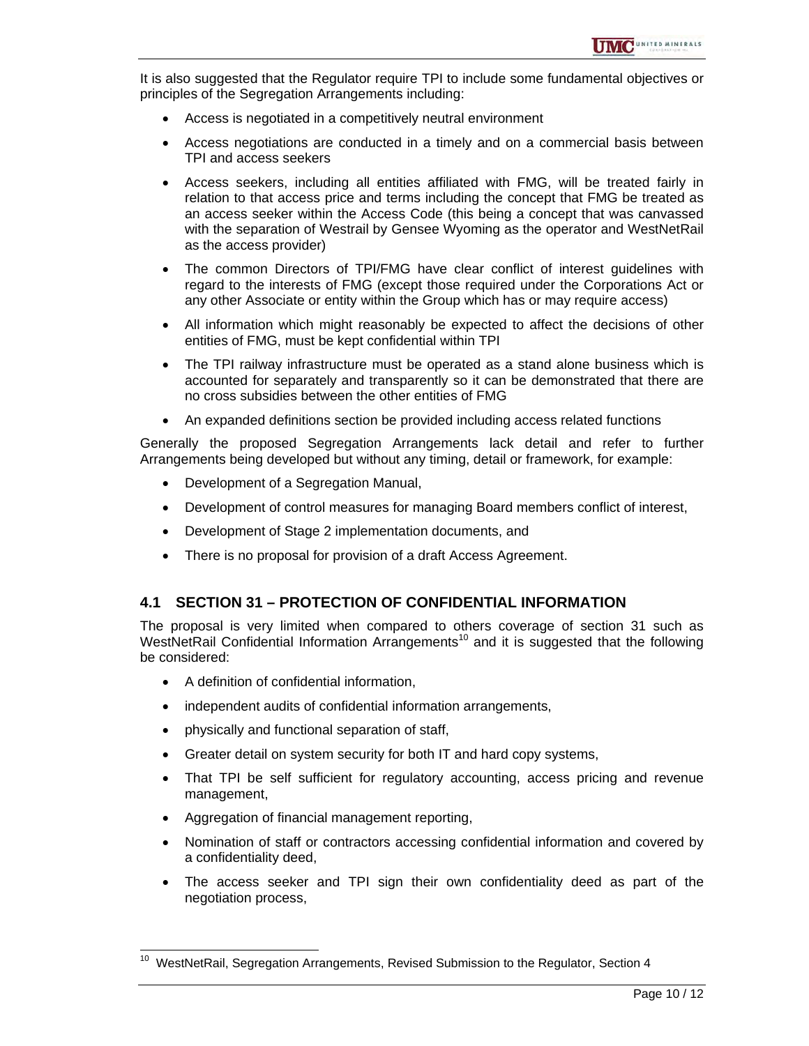It is also suggested that the Regulator require TPI to include some fundamental objectives or principles of the Segregation Arrangements including:

- Access is negotiated in a competitively neutral environment
- Access negotiations are conducted in a timely and on a commercial basis between TPI and access seekers
- Access seekers, including all entities affiliated with FMG, will be treated fairly in relation to that access price and terms including the concept that FMG be treated as an access seeker within the Access Code (this being a concept that was canvassed with the separation of Westrail by Gensee Wyoming as the operator and WestNetRail as the access provider)
- The common Directors of TPI/FMG have clear conflict of interest guidelines with regard to the interests of FMG (except those required under the Corporations Act or any other Associate or entity within the Group which has or may require access)
- All information which might reasonably be expected to affect the decisions of other entities of FMG, must be kept confidential within TPI
- The TPI railway infrastructure must be operated as a stand alone business which is accounted for separately and transparently so it can be demonstrated that there are no cross subsidies between the other entities of FMG
- An expanded definitions section be provided including access related functions

Generally the proposed Segregation Arrangements lack detail and refer to further Arrangements being developed but without any timing, detail or framework, for example:

- Development of a Segregation Manual,
- Development of control measures for managing Board members conflict of interest,
- Development of Stage 2 implementation documents, and
- There is no proposal for provision of a draft Access Agreement.

## 4.1 SECTION 31 – PROTECTION OF CONFIDENTIAL INFORMATION

The proposal is very limited when compared to others coverage of section 31 such as WestNetRail Confidential Information Arrangements[10] and it is suggested that the following be considered:

- A definition of confidential information,
- independent audits of confidential information arrangements,
- physically and functional separation of staff,
- Greater detail on system security for both IT and hard copy systems,
- That TPI be self sufficient for regulatory accounting, access pricing and revenue management,
- Aggregation of financial management reporting,
- Nomination of staff or contractors accessing confidential information and covered by a confidentiality deed,
- The access seeker and TPI sign their own confidentiality deed as part of the negotiation process,

[10] WestNetRail, Segregation Arrangements, Revised Submission to the Regulator, Section 4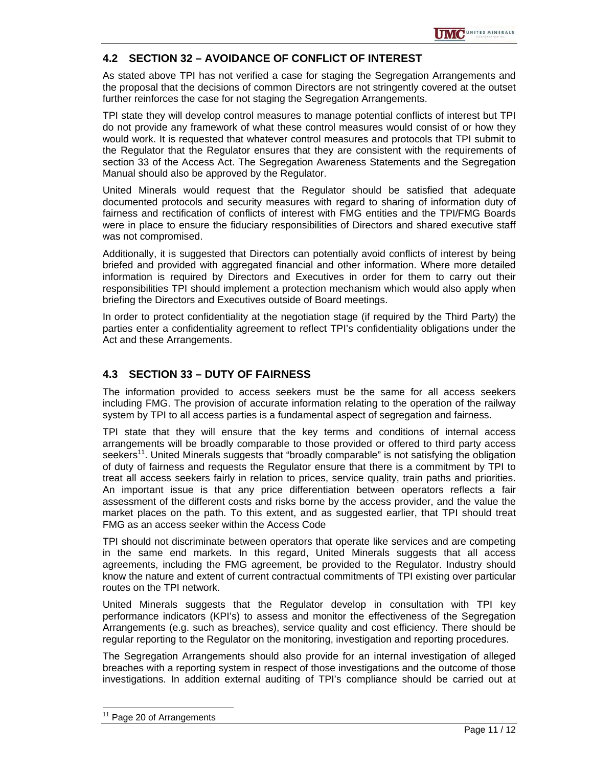## 4.2 SECTION 32 – AVOIDANCE OF CONFLICT OF INTEREST

As stated above TPI has not verified a case for staging the Segregation Arrangements and the proposal that the decisions of common Directors are not stringently covered at the outset further reinforces the case for not staging the Segregation Arrangements.

TPI state they will develop control measures to manage potential conflicts of interest but TPI do not provide any framework of what these control measures would consist of or how they would work. It is requested that whatever control measures and protocols that TPI submit to the Regulator that the Regulator ensures that they are consistent with the requirements of section 33 of the Access Act. The Segregation Awareness Statements and the Segregation Manual should also be approved by the Regulator.

United Minerals would request that the Regulator should be satisfied that adequate documented protocols and security measures with regard to sharing of information duty of fairness and rectification of conflicts of interest with FMG entities and the TPI/FMG Boards were in place to ensure the fiduciary responsibilities of Directors and shared executive staff was not compromised.

Additionally, it is suggested that Directors can potentially avoid conflicts of interest by being briefed and provided with aggregated financial and other information. Where more detailed information is required by Directors and Executives in order for them to carry out their responsibilities TPI should implement a protection mechanism which would also apply when briefing the Directors and Executives outside of Board meetings.

In order to protect confidentiality at the negotiation stage (if required by the Third Party) the parties enter a confidentiality agreement to reflect TPI's confidentiality obligations under the Act and these Arrangements.

## 4.3 SECTION 33 – DUTY OF FAIRNESS

The information provided to access seekers must be the same for all access seekers including FMG. The provision of accurate information relating to the operation of the railway system by TPI to all access parties is a fundamental aspect of segregation and fairness.

TPI state that they will ensure that the key terms and conditions of internal access arrangements will be broadly comparable to those provided or offered to third party access seekers[11]. United Minerals suggests that "broadly comparable" is not satisfying the obligation of duty of fairness and requests the Regulator ensure that there is a commitment by TPI to treat all access seekers fairly in relation to prices, service quality, train paths and priorities. An important issue is that any price differentiation between operators reflects a fair assessment of the different costs and risks borne by the access provider, and the value the market places on the path. To this extent, and as suggested earlier, that TPI should treat FMG as an access seeker within the Access Code

TPI should not discriminate between operators that operate like services and are competing in the same end markets. In this regard, United Minerals suggests that all access agreements, including the FMG agreement, be provided to the Regulator. Industry should know the nature and extent of current contractual commitments of TPI existing over particular routes on the TPI network.

United Minerals suggests that the Regulator develop in consultation with TPI key performance indicators (KPI's) to assess and monitor the effectiveness of the Segregation Arrangements (e.g. such as breaches), service quality and cost efficiency. There should be regular reporting to the Regulator on the monitoring, investigation and reporting procedures.

The Segregation Arrangements should also provide for an internal investigation of alleged breaches with a reporting system in respect of those investigations and the outcome of those investigations. In addition external auditing of TPI's compliance should be carried out at

[11] Page 20 of Arrangements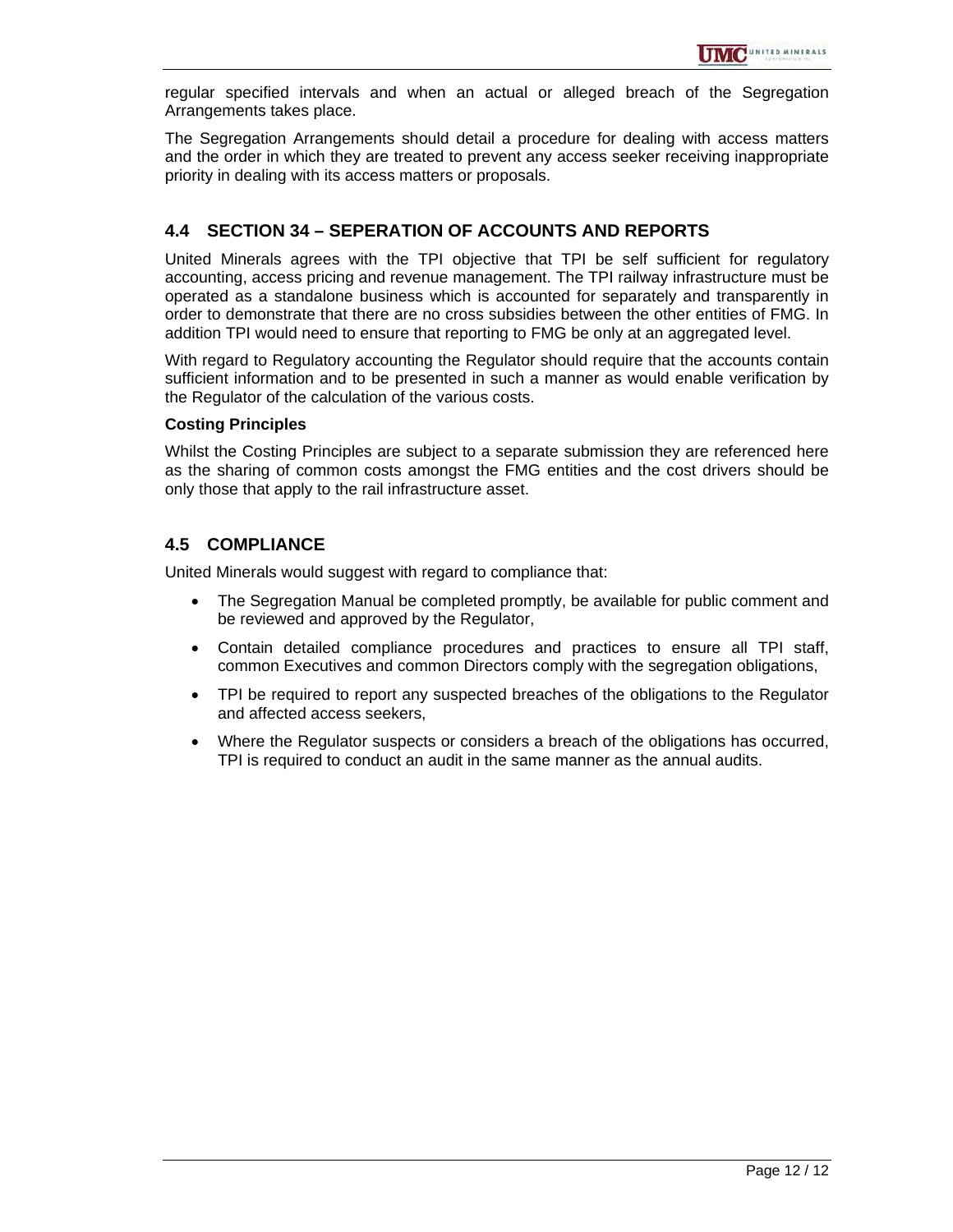regular specified intervals and when an actual or alleged breach of the Segregation Arrangements takes place.

The Segregation Arrangements should detail a procedure for dealing with access matters and the order in which they are treated to prevent any access seeker receiving inappropriate priority in dealing with its access matters or proposals.

## 4.4 SECTION 34 – SEPERATION OF ACCOUNTS AND REPORTS

United Minerals agrees with the TPI objective that TPI be self sufficient for regulatory accounting, access pricing and revenue management. The TPI railway infrastructure must be operated as a standalone business which is accounted for separately and transparently in order to demonstrate that there are no cross subsidies between the other entities of FMG. In addition TPI would need to ensure that reporting to FMG be only at an aggregated level.

With regard to Regulatory accounting the Regulator should require that the accounts contain sufficient information and to be presented in such a manner as would enable verification by the Regulator of the calculation of the various costs.

**Costing Principles**

Whilst the Costing Principles are subject to a separate submission they are referenced here as the sharing of common costs amongst the FMG entities and the cost drivers should be only those that apply to the rail infrastructure asset.

## 4.5 COMPLIANCE

United Minerals would suggest with regard to compliance that:

- The Segregation Manual be completed promptly, be available for public comment and be reviewed and approved by the Regulator,
- Contain detailed compliance procedures and practices to ensure all TPI staff, common Executives and common Directors comply with the segregation obligations,
- TPI be required to report any suspected breaches of the obligations to the Regulator and affected access seekers,
- Where the Regulator suspects or considers a breach of the obligations has occurred, TPI is required to conduct an audit in the same manner as the annual audits.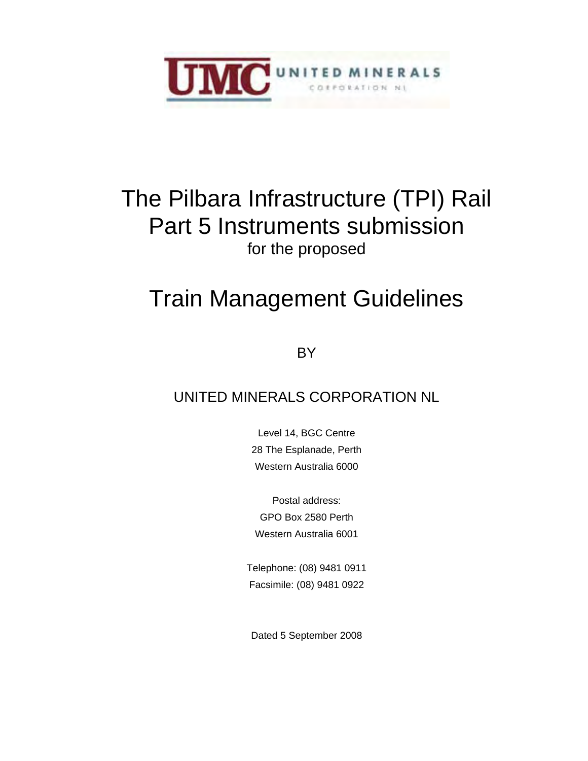UMC UNITED MINERALS CORPORATION NL

# The Pilbara Infrastructure (TPI) Rail Part 5 Instruments submission

for the proposed

# Train Management Guidelines

BY

UNITED MINERALS CORPORATION NL

Level 14, BGC Centre
28 The Esplanade, Perth
Western Australia 6000

Postal address:
GPO Box 2580 Perth
Western Australia 6001

Telephone: (08) 9481 0911
Facsimile: (08) 9481 0922

Dated 5 September 2008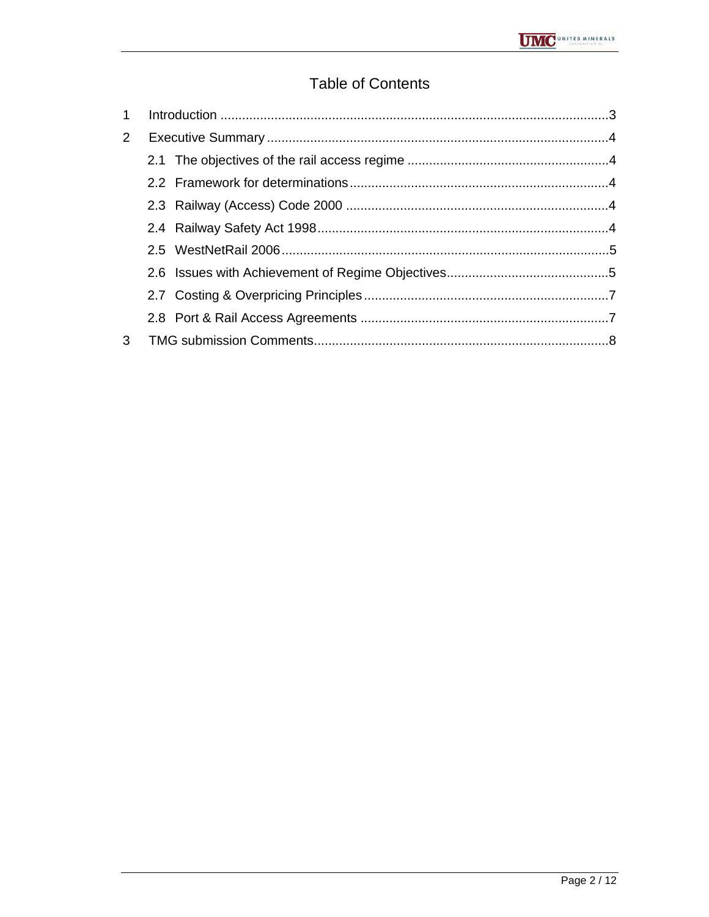# Table of Contents

1 Introduction ........................................................................................................3

2 Executive Summary ............................................................................................4

2.1 The objectives of the rail access regime .......................................................4

2.2 Framework for determinations ......................................................................4

2.3 Railway (Access) Code 2000 ........................................................................4

2.4 Railway Safety Act 1998 ...............................................................................4

2.5 WestNetRail 2006 ..........................................................................................5

2.6 Issues with Achievement of Regime Objectives ............................................5

2.7 Costing & Overpricing Principles ...................................................................7

2.8 Port & Rail Access Agreements ....................................................................7

3 TMG submission Comments ................................................................................8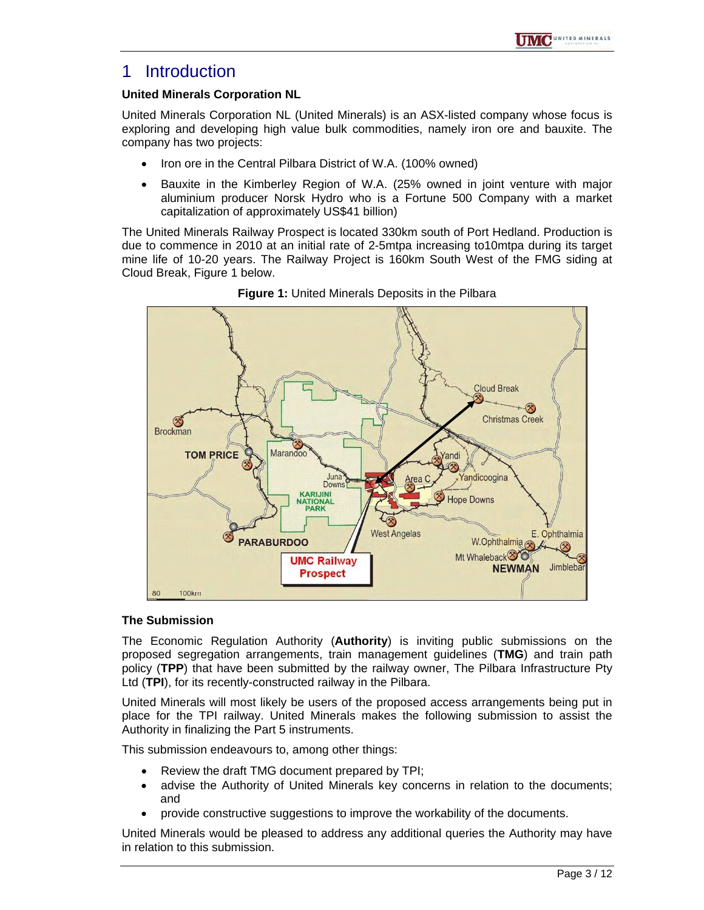# 1 Introduction

**United Minerals Corporation NL**

United Minerals Corporation NL (United Minerals) is an ASX-listed company whose focus is exploring and developing high value bulk commodities, namely iron ore and bauxite. The company has two projects:

- Iron ore in the Central Pilbara District of W.A. (100% owned)
- Bauxite in the Kimberley Region of W.A. (25% owned in joint venture with major aluminium producer Norsk Hydro who is a Fortune 500 Company with a market capitalization of approximately US$41 billion)

The United Minerals Railway Prospect is located 330km south of Port Hedland. Production is due to commence in 2010 at an initial rate of 2-5mtpa increasing to10mtpa during its target mine life of 10-20 years. The Railway Project is 160km South West of the FMG siding at Cloud Break, Figure 1 below.

**Figure 1:** United Minerals Deposits in the Pilbara

**The Submission**

The Economic Regulation Authority (**Authority**) is inviting public submissions on the proposed segregation arrangements, train management guidelines (**TMG**) and train path policy (**TPP**) that have been submitted by the railway owner, The Pilbara Infrastructure Pty Ltd (**TPI**), for its recently-constructed railway in the Pilbara.

United Minerals will most likely be users of the proposed access arrangements being put in place for the TPI railway. United Minerals makes the following submission to assist the Authority in finalizing the Part 5 instruments.

This submission endeavours to, among other things:

- Review the draft TMG document prepared by TPI;
- advise the Authority of United Minerals key concerns in relation to the documents; and
- provide constructive suggestions to improve the workability of the documents.

United Minerals would be pleased to address any additional queries the Authority may have in relation to this submission.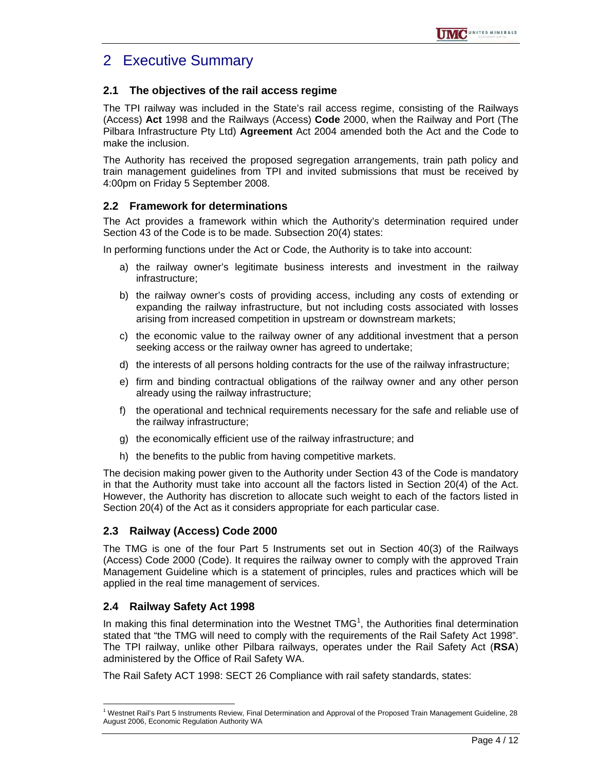# 2 Executive Summary

## 2.1 The objectives of the rail access regime

The TPI railway was included in the State's rail access regime, consisting of the Railways (Access) **Act** 1998 and the Railways (Access) **Code** 2000, when the Railway and Port (The Pilbara Infrastructure Pty Ltd) **Agreement** Act 2004 amended both the Act and the Code to make the inclusion.

The Authority has received the proposed segregation arrangements, train path policy and train management guidelines from TPI and invited submissions that must be received by 4:00pm on Friday 5 September 2008.

## 2.2 Framework for determinations

The Act provides a framework within which the Authority's determination required under Section 43 of the Code is to be made. Subsection 20(4) states:

In performing functions under the Act or Code, the Authority is to take into account:

a) the railway owner's legitimate business interests and investment in the railway infrastructure;

b) the railway owner's costs of providing access, including any costs of extending or expanding the railway infrastructure, but not including costs associated with losses arising from increased competition in upstream or downstream markets;

c) the economic value to the railway owner of any additional investment that a person seeking access or the railway owner has agreed to undertake;

d) the interests of all persons holding contracts for the use of the railway infrastructure;

e) firm and binding contractual obligations of the railway owner and any other person already using the railway infrastructure;

f) the operational and technical requirements necessary for the safe and reliable use of the railway infrastructure;

g) the economically efficient use of the railway infrastructure; and

h) the benefits to the public from having competitive markets.

The decision making power given to the Authority under Section 43 of the Code is mandatory in that the Authority must take into account all the factors listed in Section 20(4) of the Act. However, the Authority has discretion to allocate such weight to each of the factors listed in Section 20(4) of the Act as it considers appropriate for each particular case.

## 2.3 Railway (Access) Code 2000

The TMG is one of the four Part 5 Instruments set out in Section 40(3) of the Railways (Access) Code 2000 (Code). It requires the railway owner to comply with the approved Train Management Guideline which is a statement of principles, rules and practices which will be applied in the real time management of services.

## 2.4 Railway Safety Act 1998

In making this final determination into the Westnet TMG[1], the Authorities final determination stated that "the TMG will need to comply with the requirements of the Rail Safety Act 1998". The TPI railway, unlike other Pilbara railways, operates under the Rail Safety Act (**RSA**) administered by the Office of Rail Safety WA.

The Rail Safety ACT 1998: SECT 26 Compliance with rail safety standards, states:

[1] Westnet Rail's Part 5 Instruments Review, Final Determination and Approval of the Proposed Train Management Guideline, 28 August 2006, Economic Regulation Authority WA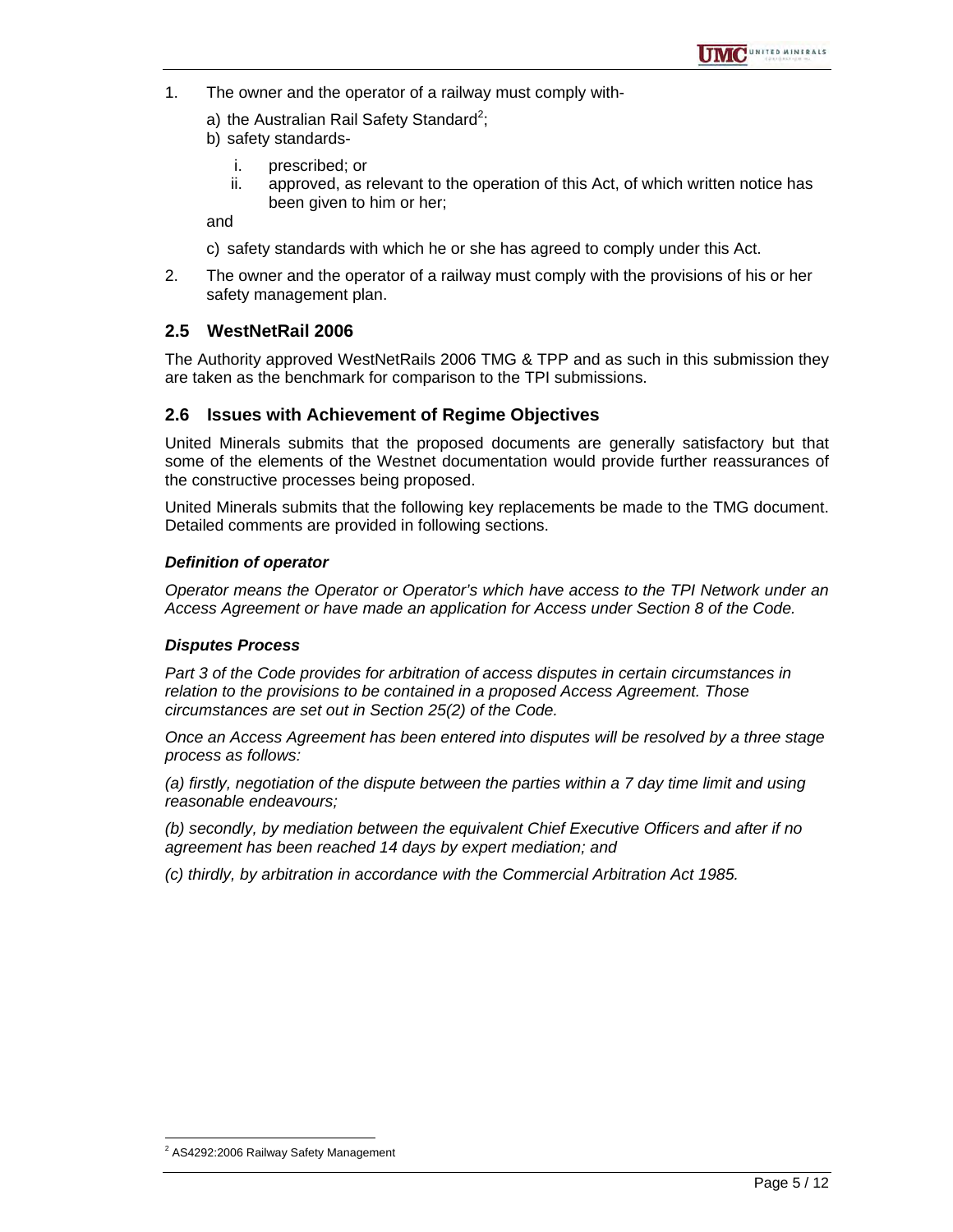1. The owner and the operator of a railway must comply with-
   a) the Australian Rail Safety Standard[2];
   b) safety standards-
      i. prescribed; or
      ii. approved, as relevant to the operation of this Act, of which written notice has been given to him or her;

   and

   c) safety standards with which he or she has agreed to comply under this Act.
2. The owner and the operator of a railway must comply with the provisions of his or her safety management plan.

## 2.5 WestNetRail 2006

The Authority approved WestNetRails 2006 TMG & TPP and as such in this submission they are taken as the benchmark for comparison to the TPI submissions.

## 2.6 Issues with Achievement of Regime Objectives

United Minerals submits that the proposed documents are generally satisfactory but that some of the elements of the Westnet documentation would provide further reassurances of the constructive processes being proposed.

United Minerals submits that the following key replacements be made to the TMG document. Detailed comments are provided in following sections.

***Definition of operator***

*Operator means the Operator or Operator's which have access to the TPI Network under an Access Agreement or have made an application for Access under Section 8 of the Code.*

***Disputes Process***

*Part 3 of the Code provides for arbitration of access disputes in certain circumstances in relation to the provisions to be contained in a proposed Access Agreement. Those circumstances are set out in Section 25(2) of the Code.*

*Once an Access Agreement has been entered into disputes will be resolved by a three stage process as follows:*

*(a) firstly, negotiation of the dispute between the parties within a 7 day time limit and using reasonable endeavours;*

*(b) secondly, by mediation between the equivalent Chief Executive Officers and after if no agreement has been reached 14 days by expert mediation; and*

*(c) thirdly, by arbitration in accordance with the Commercial Arbitration Act 1985.*

[2] AS4292:2006 Railway Safety Management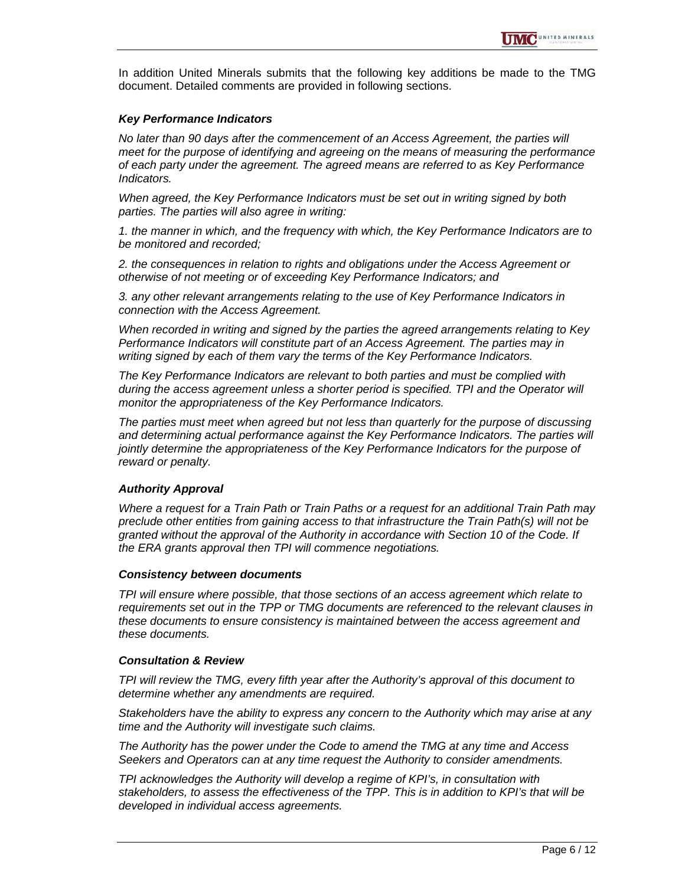In addition United Minerals submits that the following key additions be made to the TMG document. Detailed comments are provided in following sections.

***Key Performance Indicators***

*No later than 90 days after the commencement of an Access Agreement, the parties will meet for the purpose of identifying and agreeing on the means of measuring the performance of each party under the agreement. The agreed means are referred to as Key Performance Indicators.*

*When agreed, the Key Performance Indicators must be set out in writing signed by both parties. The parties will also agree in writing:*

*1. the manner in which, and the frequency with which, the Key Performance Indicators are to be monitored and recorded;*

*2. the consequences in relation to rights and obligations under the Access Agreement or otherwise of not meeting or of exceeding Key Performance Indicators; and*

*3. any other relevant arrangements relating to the use of Key Performance Indicators in connection with the Access Agreement.*

*When recorded in writing and signed by the parties the agreed arrangements relating to Key Performance Indicators will constitute part of an Access Agreement. The parties may in writing signed by each of them vary the terms of the Key Performance Indicators.*

*The Key Performance Indicators are relevant to both parties and must be complied with during the access agreement unless a shorter period is specified. TPI and the Operator will monitor the appropriateness of the Key Performance Indicators.*

*The parties must meet when agreed but not less than quarterly for the purpose of discussing and determining actual performance against the Key Performance Indicators. The parties will jointly determine the appropriateness of the Key Performance Indicators for the purpose of reward or penalty.*

***Authority Approval***

*Where a request for a Train Path or Train Paths or a request for an additional Train Path may preclude other entities from gaining access to that infrastructure the Train Path(s) will not be granted without the approval of the Authority in accordance with Section 10 of the Code. If the ERA grants approval then TPI will commence negotiations.*

***Consistency between documents***

*TPI will ensure where possible, that those sections of an access agreement which relate to requirements set out in the TPP or TMG documents are referenced to the relevant clauses in these documents to ensure consistency is maintained between the access agreement and these documents.*

***Consultation & Review***

*TPI will review the TMG, every fifth year after the Authority's approval of this document to determine whether any amendments are required.*

*Stakeholders have the ability to express any concern to the Authority which may arise at any time and the Authority will investigate such claims.*

*The Authority has the power under the Code to amend the TMG at any time and Access Seekers and Operators can at any time request the Authority to consider amendments.*

*TPI acknowledges the Authority will develop a regime of KPI's, in consultation with stakeholders, to assess the effectiveness of the TPP. This is in addition to KPI's that will be developed in individual access agreements.*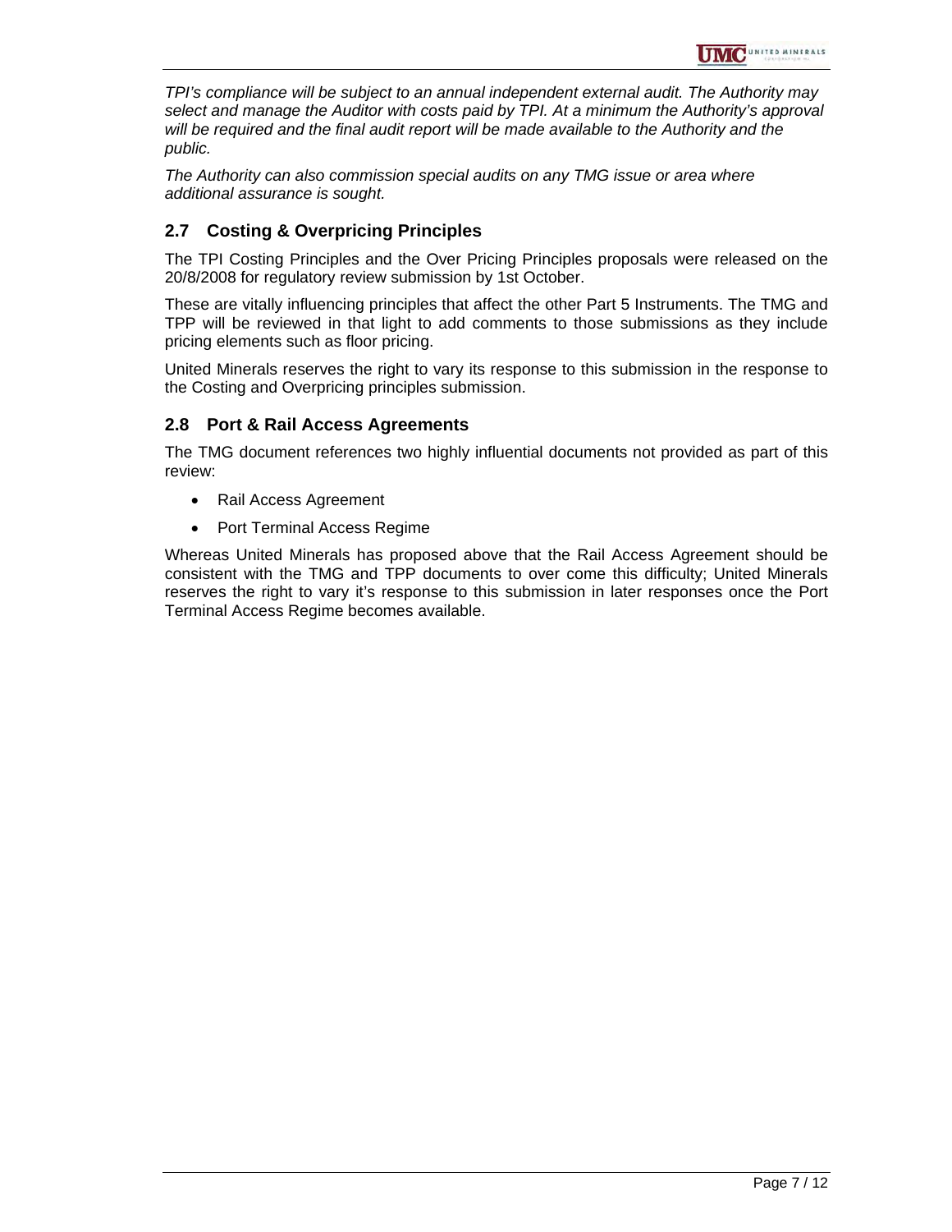*TPI's compliance will be subject to an annual independent external audit. The Authority may select and manage the Auditor with costs paid by TPI. At a minimum the Authority's approval will be required and the final audit report will be made available to the Authority and the public.*

*The Authority can also commission special audits on any TMG issue or area where additional assurance is sought.*

### 2.7 Costing & Overpricing Principles

The TPI Costing Principles and the Over Pricing Principles proposals were released on the 20/8/2008 for regulatory review submission by 1st October.

These are vitally influencing principles that affect the other Part 5 Instruments. The TMG and TPP will be reviewed in that light to add comments to those submissions as they include pricing elements such as floor pricing.

United Minerals reserves the right to vary its response to this submission in the response to the Costing and Overpricing principles submission.

### 2.8 Port & Rail Access Agreements

The TMG document references two highly influential documents not provided as part of this review:

- Rail Access Agreement
- Port Terminal Access Regime

Whereas United Minerals has proposed above that the Rail Access Agreement should be consistent with the TMG and TPP documents to over come this difficulty; United Minerals reserves the right to vary it's response to this submission in later responses once the Port Terminal Access Regime becomes available.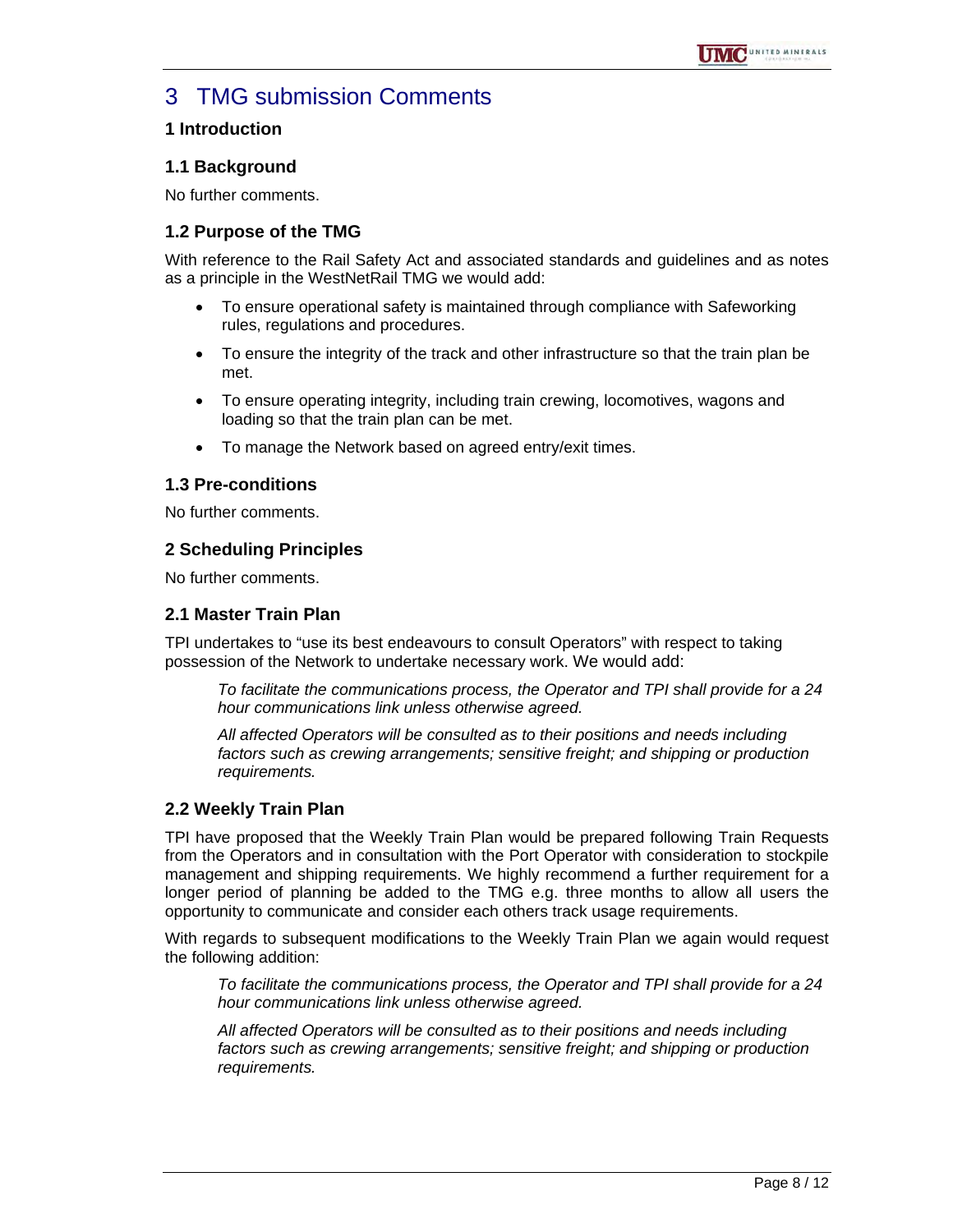# 3 TMG submission Comments

### 1 Introduction

### 1.1 Background

No further comments.

### 1.2 Purpose of the TMG

With reference to the Rail Safety Act and associated standards and guidelines and as notes as a principle in the WestNetRail TMG we would add:

- To ensure operational safety is maintained through compliance with Safeworking rules, regulations and procedures.
- To ensure the integrity of the track and other infrastructure so that the train plan be met.
- To ensure operating integrity, including train crewing, locomotives, wagons and loading so that the train plan can be met.
- To manage the Network based on agreed entry/exit times.

### 1.3 Pre-conditions

No further comments.

### 2 Scheduling Principles

No further comments.

### 2.1 Master Train Plan

TPI undertakes to "use its best endeavours to consult Operators" with respect to taking possession of the Network to undertake necessary work. We would add:

> *To facilitate the communications process, the Operator and TPI shall provide for a 24 hour communications link unless otherwise agreed.*
>
> *All affected Operators will be consulted as to their positions and needs including factors such as crewing arrangements; sensitive freight; and shipping or production requirements.*

### 2.2 Weekly Train Plan

TPI have proposed that the Weekly Train Plan would be prepared following Train Requests from the Operators and in consultation with the Port Operator with consideration to stockpile management and shipping requirements. We highly recommend a further requirement for a longer period of planning be added to the TMG e.g. three months to allow all users the opportunity to communicate and consider each others track usage requirements.

With regards to subsequent modifications to the Weekly Train Plan we again would request the following addition:

> *To facilitate the communications process, the Operator and TPI shall provide for a 24 hour communications link unless otherwise agreed.*
>
> *All affected Operators will be consulted as to their positions and needs including factors such as crewing arrangements; sensitive freight; and shipping or production requirements.*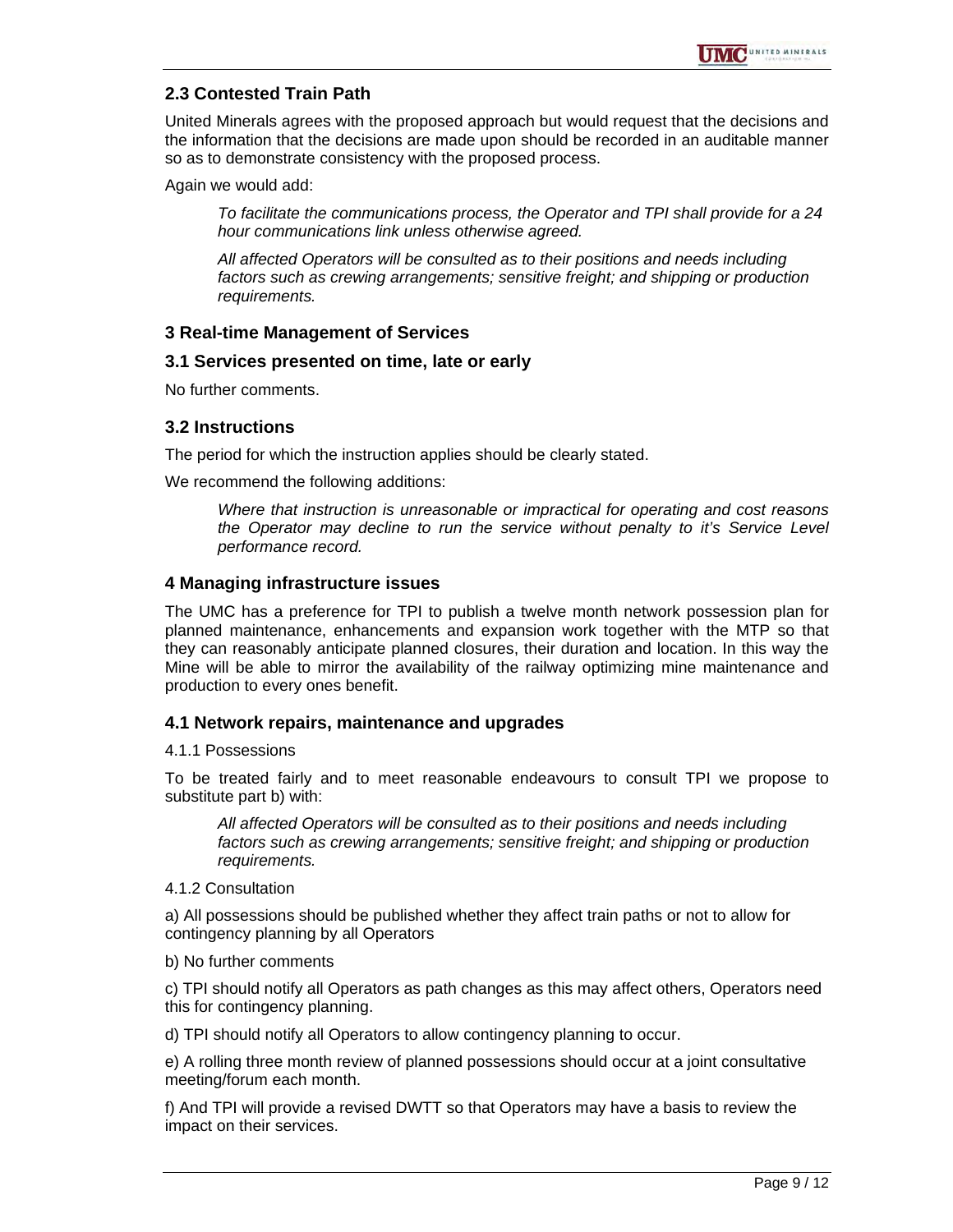## 2.3 Contested Train Path

United Minerals agrees with the proposed approach but would request that the decisions and the information that the decisions are made upon should be recorded in an auditable manner so as to demonstrate consistency with the proposed process.

Again we would add:

> *To facilitate the communications process, the Operator and TPI shall provide for a 24 hour communications link unless otherwise agreed.*
>
> *All affected Operators will be consulted as to their positions and needs including factors such as crewing arrangements; sensitive freight; and shipping or production requirements.*

## 3 Real-time Management of Services

### 3.1 Services presented on time, late or early

No further comments.

### 3.2 Instructions

The period for which the instruction applies should be clearly stated.

We recommend the following additions:

> *Where that instruction is unreasonable or impractical for operating and cost reasons the Operator may decline to run the service without penalty to it's Service Level performance record.*

## 4 Managing infrastructure issues

The UMC has a preference for TPI to publish a twelve month network possession plan for planned maintenance, enhancements and expansion work together with the MTP so that they can reasonably anticipate planned closures, their duration and location. In this way the Mine will be able to mirror the availability of the railway optimizing mine maintenance and production to every ones benefit.

### 4.1 Network repairs, maintenance and upgrades

4.1.1 Possessions

To be treated fairly and to meet reasonable endeavours to consult TPI we propose to substitute part b) with:

> *All affected Operators will be consulted as to their positions and needs including factors such as crewing arrangements; sensitive freight; and shipping or production requirements.*

4.1.2 Consultation

a) All possessions should be published whether they affect train paths or not to allow for contingency planning by all Operators

b) No further comments

c) TPI should notify all Operators as path changes as this may affect others, Operators need this for contingency planning.

d) TPI should notify all Operators to allow contingency planning to occur.

e) A rolling three month review of planned possessions should occur at a joint consultative meeting/forum each month.

f) And TPI will provide a revised DWTT so that Operators may have a basis to review the impact on their services.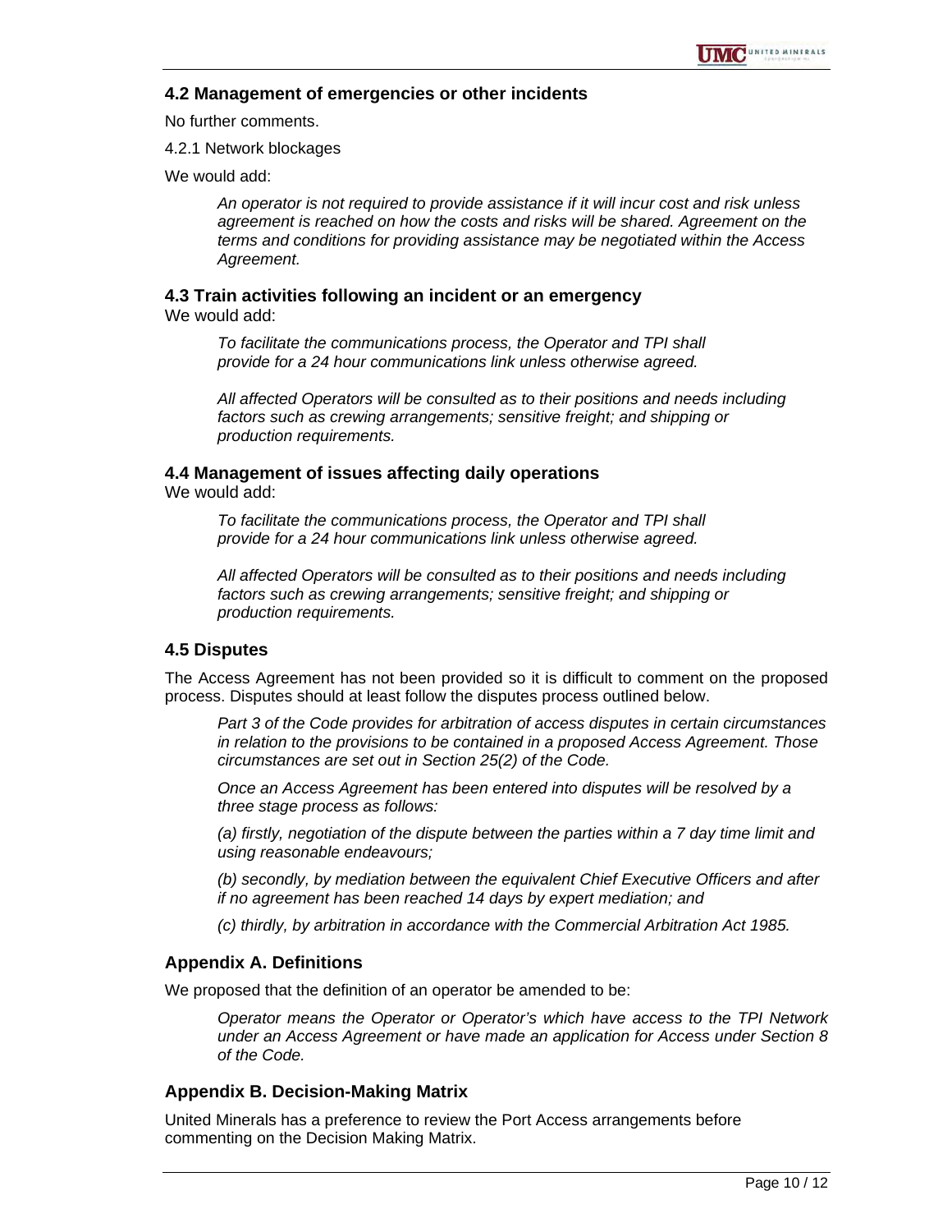### 4.2 Management of emergencies or other incidents

No further comments.

4.2.1 Network blockages

We would add:

> *An operator is not required to provide assistance if it will incur cost and risk unless agreement is reached on how the costs and risks will be shared. Agreement on the terms and conditions for providing assistance may be negotiated within the Access Agreement.*

### 4.3 Train activities following an incident or an emergency

We would add:

> *To facilitate the communications process, the Operator and TPI shall provide for a 24 hour communications link unless otherwise agreed.*
>
> *All affected Operators will be consulted as to their positions and needs including factors such as crewing arrangements; sensitive freight; and shipping or production requirements.*

### 4.4 Management of issues affecting daily operations

We would add:

> *To facilitate the communications process, the Operator and TPI shall provide for a 24 hour communications link unless otherwise agreed.*
>
> *All affected Operators will be consulted as to their positions and needs including factors such as crewing arrangements; sensitive freight; and shipping or production requirements.*

### 4.5 Disputes

The Access Agreement has not been provided so it is difficult to comment on the proposed process. Disputes should at least follow the disputes process outlined below.

> *Part 3 of the Code provides for arbitration of access disputes in certain circumstances in relation to the provisions to be contained in a proposed Access Agreement. Those circumstances are set out in Section 25(2) of the Code.*
>
> *Once an Access Agreement has been entered into disputes will be resolved by a three stage process as follows:*
>
> *(a) firstly, negotiation of the dispute between the parties within a 7 day time limit and using reasonable endeavours;*
>
> *(b) secondly, by mediation between the equivalent Chief Executive Officers and after if no agreement has been reached 14 days by expert mediation; and*
>
> *(c) thirdly, by arbitration in accordance with the Commercial Arbitration Act 1985.*

### Appendix A. Definitions

We proposed that the definition of an operator be amended to be:

> *Operator means the Operator or Operator's which have access to the TPI Network under an Access Agreement or have made an application for Access under Section 8 of the Code.*

### Appendix B. Decision-Making Matrix

United Minerals has a preference to review the Port Access arrangements before commenting on the Decision Making Matrix.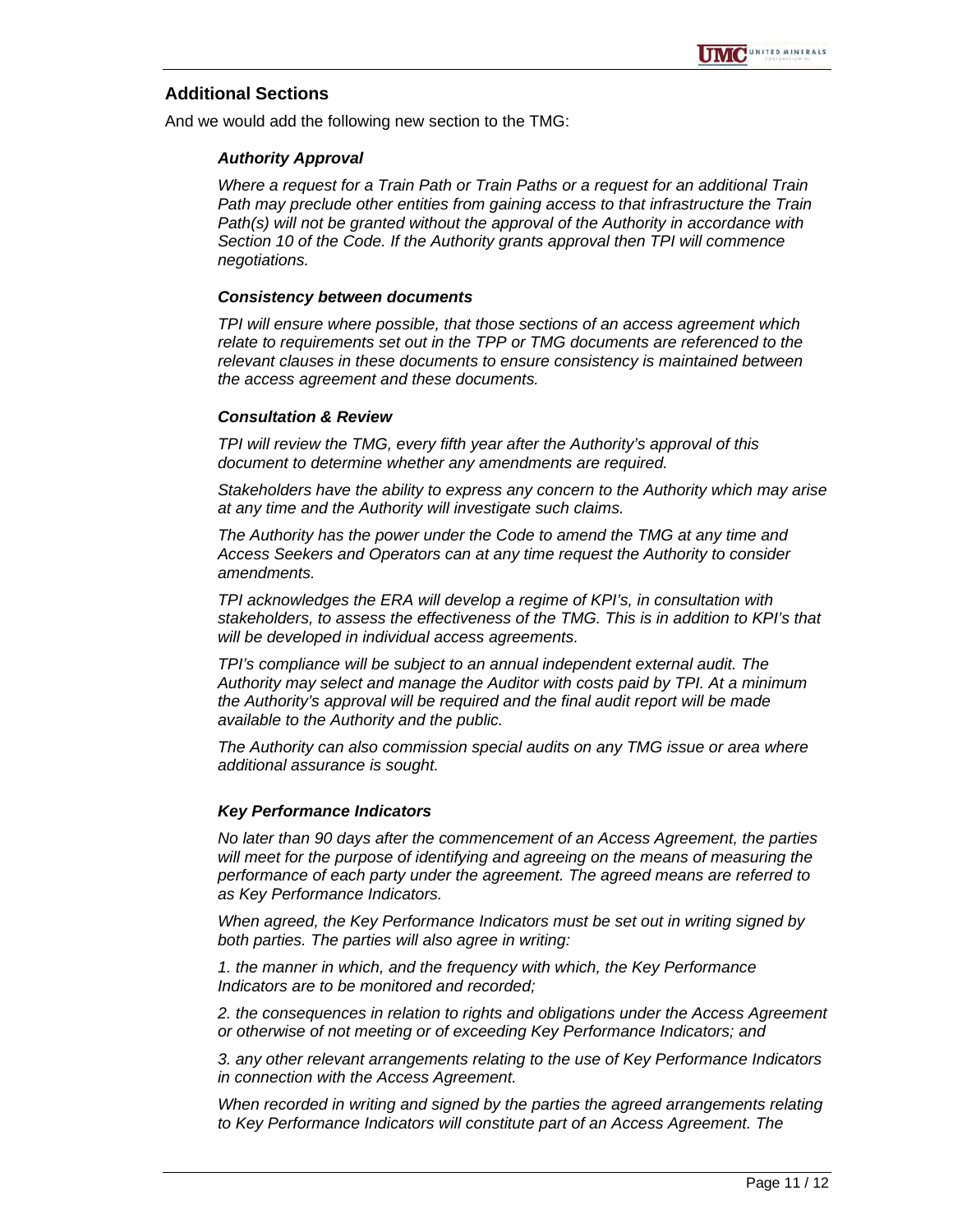## Additional Sections

And we would add the following new section to the TMG:

***Authority Approval***

*Where a request for a Train Path or Train Paths or a request for an additional Train Path may preclude other entities from gaining access to that infrastructure the Train Path(s) will not be granted without the approval of the Authority in accordance with Section 10 of the Code. If the Authority grants approval then TPI will commence negotiations.*

***Consistency between documents***

*TPI will ensure where possible, that those sections of an access agreement which relate to requirements set out in the TPP or TMG documents are referenced to the relevant clauses in these documents to ensure consistency is maintained between the access agreement and these documents.*

***Consultation & Review***

*TPI will review the TMG, every fifth year after the Authority's approval of this document to determine whether any amendments are required.*

*Stakeholders have the ability to express any concern to the Authority which may arise at any time and the Authority will investigate such claims.*

*The Authority has the power under the Code to amend the TMG at any time and Access Seekers and Operators can at any time request the Authority to consider amendments.*

*TPI acknowledges the ERA will develop a regime of KPI's, in consultation with stakeholders, to assess the effectiveness of the TMG. This is in addition to KPI's that will be developed in individual access agreements.*

*TPI's compliance will be subject to an annual independent external audit. The Authority may select and manage the Auditor with costs paid by TPI. At a minimum the Authority's approval will be required and the final audit report will be made available to the Authority and the public.*

*The Authority can also commission special audits on any TMG issue or area where additional assurance is sought.*

***Key Performance Indicators***

*No later than 90 days after the commencement of an Access Agreement, the parties will meet for the purpose of identifying and agreeing on the means of measuring the performance of each party under the agreement. The agreed means are referred to as Key Performance Indicators.*

*When agreed, the Key Performance Indicators must be set out in writing signed by both parties. The parties will also agree in writing:*

*1. the manner in which, and the frequency with which, the Key Performance Indicators are to be monitored and recorded;*

*2. the consequences in relation to rights and obligations under the Access Agreement or otherwise of not meeting or of exceeding Key Performance Indicators; and*

*3. any other relevant arrangements relating to the use of Key Performance Indicators in connection with the Access Agreement.*

*When recorded in writing and signed by the parties the agreed arrangements relating to Key Performance Indicators will constitute part of an Access Agreement. The*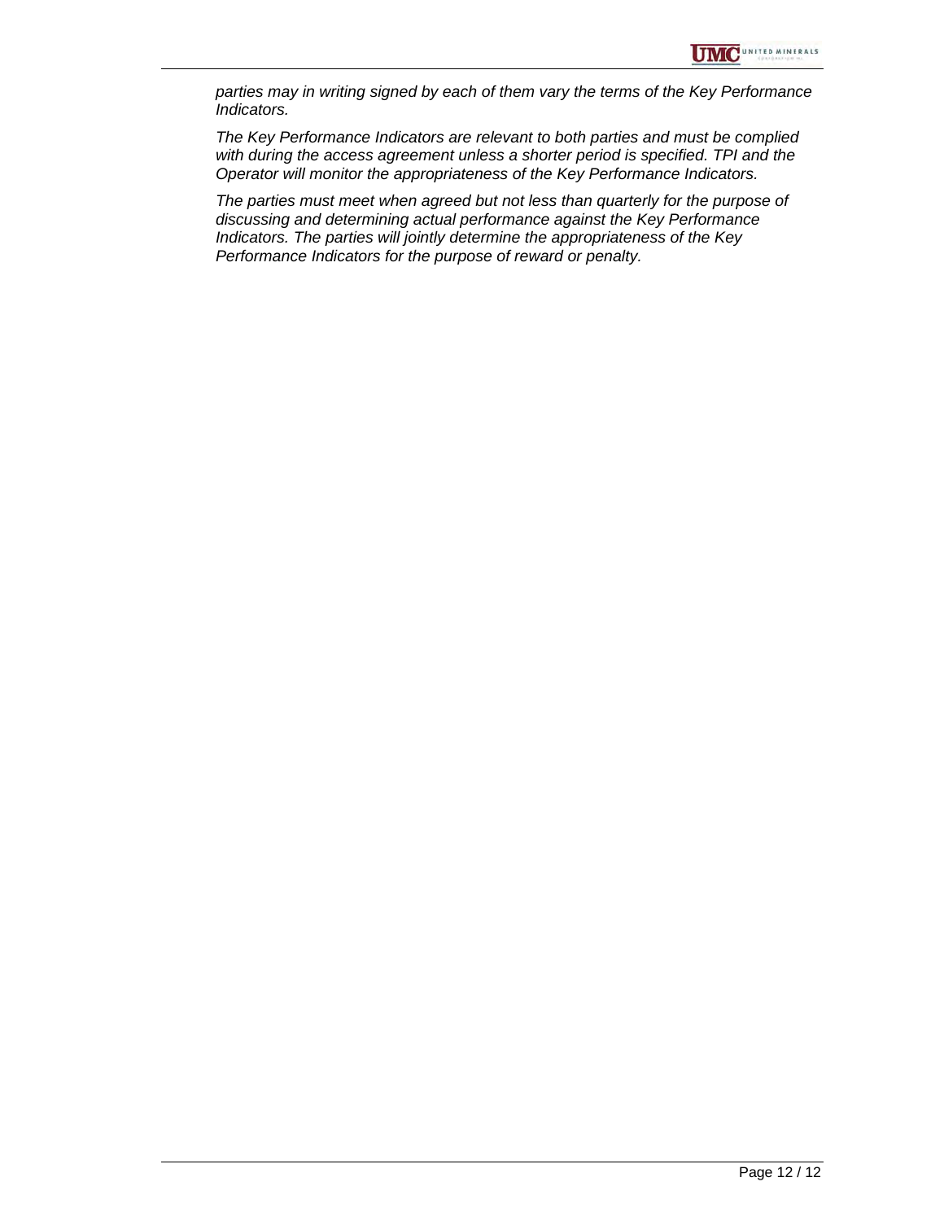*parties may in writing signed by each of them vary the terms of the Key Performance Indicators.*

*The Key Performance Indicators are relevant to both parties and must be complied with during the access agreement unless a shorter period is specified. TPI and the Operator will monitor the appropriateness of the Key Performance Indicators.*

*The parties must meet when agreed but not less than quarterly for the purpose of discussing and determining actual performance against the Key Performance Indicators. The parties will jointly determine the appropriateness of the Key Performance Indicators for the purpose of reward or penalty.*